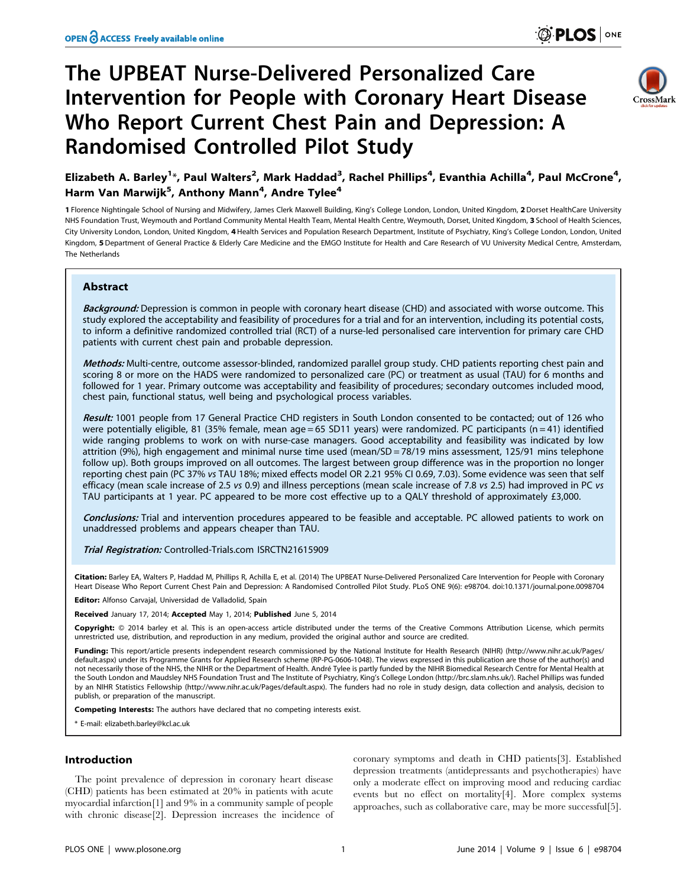# The UPBEAT Nurse-Delivered Personalized Care Intervention for People with Coronary Heart Disease Who Report Current Chest Pain and Depression: A Randomised Controlled Pilot Study

**Elizabeth A. Barley[1]\*, Paul Walters[2], Mark Haddad[3], Rachel Phillips[4], Evanthia Achilla[4], Paul McCrone[4], Harm Van Marwijk[5], Anthony Mann[4], Andre Tylee[4]**

1 Florence Nightingale School of Nursing and Midwifery, James Clerk Maxwell Building, King's College London, London, United Kingdom, 2 Dorset HealthCare University NHS Foundation Trust, Weymouth and Portland Community Mental Health Team, Mental Health Centre, Weymouth, Dorset, United Kingdom, 3 School of Health Sciences, City University London, London, United Kingdom, 4 Health Services and Population Research Department, Institute of Psychiatry, King's College London, London, United Kingdom, 5 Department of General Practice & Elderly Care Medicine and the EMGO Institute for Health and Care Research of VU University Medical Centre, Amsterdam, The Netherlands

## Abstract

***Background:*** Depression is common in people with coronary heart disease (CHD) and associated with worse outcome. This study explored the acceptability and feasibility of procedures for a trial and for an intervention, including its potential costs, to inform a definitive randomized controlled trial (RCT) of a nurse-led personalised care intervention for primary care CHD patients with current chest pain and probable depression.

***Methods:*** Multi-centre, outcome assessor-blinded, randomized parallel group study. CHD patients reporting chest pain and scoring 8 or more on the HADS were randomized to personalized care (PC) or treatment as usual (TAU) for 6 months and followed for 1 year. Primary outcome was acceptability and feasibility of procedures; secondary outcomes included mood, chest pain, functional status, well being and psychological process variables.

***Result:*** 1001 people from 17 General Practice CHD registers in South London consented to be contacted; out of 126 who were potentially eligible, 81 (35% female, mean age = 65 SD11 years) were randomized. PC participants (n = 41) identified wide ranging problems to work on with nurse-case managers. Good acceptability and feasibility was indicated by low attrition (9%), high engagement and minimal nurse time used (mean/SD = 78/19 mins assessment, 125/91 mins telephone follow up). Both groups improved on all outcomes. The largest between group difference was in the proportion no longer reporting chest pain (PC 37% *vs* TAU 18%; mixed effects model OR 2.21 95% CI 0.69, 7.03). Some evidence was seen that self efficacy (mean scale increase of 2.5 *vs* 0.9) and illness perceptions (mean scale increase of 7.8 *vs* 2.5) had improved in PC *vs* TAU participants at 1 year. PC appeared to be more cost effective up to a QALY threshold of approximately £3,000.

***Conclusions:*** Trial and intervention procedures appeared to be feasible and acceptable. PC allowed patients to work on unaddressed problems and appears cheaper than TAU.

***Trial Registration:*** Controlled-Trials.com ISRCTN21615909

**Citation:** Barley EA, Walters P, Haddad M, Phillips R, Achilla E, et al. (2014) The UPBEAT Nurse-Delivered Personalized Care Intervention for People with Coronary Heart Disease Who Report Current Chest Pain and Depression: A Randomised Controlled Pilot Study. PLoS ONE 9(6): e98704. doi:10.1371/journal.pone.0098704

**Editor:** Alfonso Carvajal, Universidad de Valladolid, Spain

**Received** January 17, 2014; **Accepted** May 1, 2014; **Published** June 5, 2014

**Copyright:** © 2014 barley et al. This is an open-access article distributed under the terms of the Creative Commons Attribution License, which permits unrestricted use, distribution, and reproduction in any medium, provided the original author and source are credited.

**Funding:** This report/article presents independent research commissioned by the National Institute for Health Research (NIHR) (http://www.nihr.ac.uk/Pages/default.aspx) under its Programme Grants for Applied Research scheme (RP-PG-0606-1048). The views expressed in this publication are those of the author(s) and not necessarily those of the NHS, the NIHR or the Department of Health. André Tylee is partly funded by the NIHR Biomedical Research Centre for Mental Health at the South London and Maudsley NHS Foundation Trust and The Institute of Psychiatry, King's College London (http://brc.slam.nhs.uk/). Rachel Phillips was funded by an NIHR Statistics Fellowship (http://www.nihr.ac.uk/Pages/default.aspx). The funders had no role in study design, data collection and analysis, decision to publish, or preparation of the manuscript.

**Competing Interests:** The authors have declared that no competing interests exist.

\* E-mail: elizabeth.barley@kcl.ac.uk

## Introduction

The point prevalence of depression in coronary heart disease (CHD) patients has been estimated at 20% in patients with acute myocardial infarction[1] and 9% in a community sample of people with chronic disease[2]. Depression increases the incidence of coronary symptoms and death in CHD patients[3]. Established depression treatments (antidepressants and psychotherapies) have only a moderate effect on improving mood and reducing cardiac events but no effect on mortality[4]. More complex systems approaches, such as collaborative care, may be more successful[5].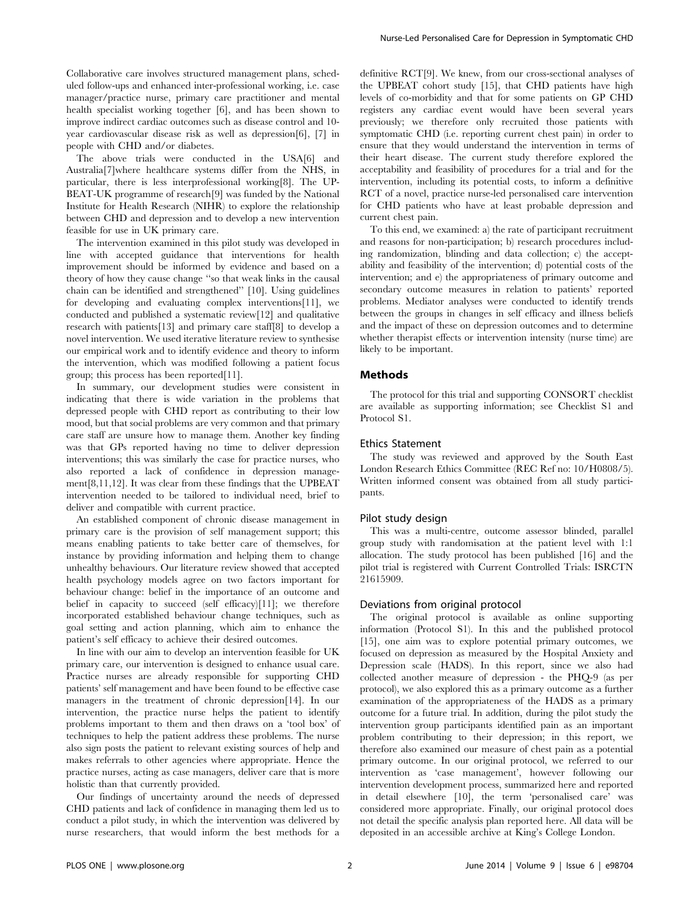Collaborative care involves structured management plans, scheduled follow-ups and enhanced inter-professional working, i.e. case manager/practice nurse, primary care practitioner and mental health specialist working together [6], and has been shown to improve indirect cardiac outcomes such as disease control and 10-year cardiovascular disease risk as well as depression[6], [7] in people with CHD and/or diabetes.

The above trials were conducted in the USA[6] and Australia[7]where healthcare systems differ from the NHS, in particular, there is less interprofessional working[8]. The UPBEAT-UK programme of research[9] was funded by the National Institute for Health Research (NIHR) to explore the relationship between CHD and depression and to develop a new intervention feasible for use in UK primary care.

The intervention examined in this pilot study was developed in line with accepted guidance that interventions for health improvement should be informed by evidence and based on a theory of how they cause change "so that weak links in the causal chain can be identified and strengthened" [10]. Using guidelines for developing and evaluating complex interventions[11], we conducted and published a systematic review[12] and qualitative research with patients[13] and primary care staff[8] to develop a novel intervention. We used iterative literature review to synthesise our empirical work and to identify evidence and theory to inform the intervention, which was modified following a patient focus group; this process has been reported[11].

In summary, our development studies were consistent in indicating that there is wide variation in the problems that depressed people with CHD report as contributing to their low mood, but that social problems are very common and that primary care staff are unsure how to manage them. Another key finding was that GPs reported having no time to deliver depression interventions; this was similarly the case for practice nurses, who also reported a lack of confidence in depression management[8,11,12]. It was clear from these findings that the UPBEAT intervention needed to be tailored to individual need, brief to deliver and compatible with current practice.

An established component of chronic disease management in primary care is the provision of self management support; this means enabling patients to take better care of themselves, for instance by providing information and helping them to change unhealthy behaviours. Our literature review showed that accepted health psychology models agree on two factors important for behaviour change: belief in the importance of an outcome and belief in capacity to succeed (self efficacy)[11]; we therefore incorporated established behaviour change techniques, such as goal setting and action planning, which aim to enhance the patient's self efficacy to achieve their desired outcomes.

In line with our aim to develop an intervention feasible for UK primary care, our intervention is designed to enhance usual care. Practice nurses are already responsible for supporting CHD patients' self management and have been found to be effective case managers in the treatment of chronic depression[14]. In our intervention, the practice nurse helps the patient to identify problems important to them and then draws on a 'tool box' of techniques to help the patient address these problems. The nurse also sign posts the patient to relevant existing sources of help and makes referrals to other agencies where appropriate. Hence the practice nurses, acting as case managers, deliver care that is more holistic than that currently provided.

Our findings of uncertainty around the needs of depressed CHD patients and lack of confidence in managing them led us to conduct a pilot study, in which the intervention was delivered by nurse researchers, that would inform the best methods for a definitive RCT[9]. We knew, from our cross-sectional analyses of the UPBEAT cohort study [15], that CHD patients have high levels of co-morbidity and that for some patients on GP CHD registers any cardiac event would have been several years previously; we therefore only recruited those patients with symptomatic CHD (i.e. reporting current chest pain) in order to ensure that they would understand the intervention in terms of their heart disease. The current study therefore explored the acceptability and feasibility of procedures for a trial and for the intervention, including its potential costs, to inform a definitive RCT of a novel, practice nurse-led personalised care intervention for CHD patients who have at least probable depression and current chest pain.

To this end, we examined: a) the rate of participant recruitment and reasons for non-participation; b) research procedures including randomization, blinding and data collection; c) the acceptability and feasibility of the intervention; d) potential costs of the intervention; and e) the appropriateness of primary outcome and secondary outcome measures in relation to patients' reported problems. Mediator analyses were conducted to identify trends between the groups in changes in self efficacy and illness beliefs and the impact of these on depression outcomes and to determine whether therapist effects or intervention intensity (nurse time) are likely to be important.

## Methods

The protocol for this trial and supporting CONSORT checklist are available as supporting information; see Checklist S1 and Protocol S1.

### Ethics Statement

The study was reviewed and approved by the South East London Research Ethics Committee (REC Ref no: 10/H0808/5). Written informed consent was obtained from all study participants.

### Pilot study design

This was a multi-centre, outcome assessor blinded, parallel group study with randomisation at the patient level with 1:1 allocation. The study protocol has been published [16] and the pilot trial is registered with Current Controlled Trials: ISRCTN 21615909.

### Deviations from original protocol

The original protocol is available as online supporting information (Protocol S1). In this and the published protocol [15], one aim was to explore potential primary outcomes, we focused on depression as measured by the Hospital Anxiety and Depression scale (HADS). In this report, since we also had collected another measure of depression - the PHQ-9 (as per protocol), we also explored this as a primary outcome as a further examination of the appropriateness of the HADS as a primary outcome for a future trial. In addition, during the pilot study the intervention group participants identified pain as an important problem contributing to their depression; in this report, we therefore also examined our measure of chest pain as a potential primary outcome. In our original protocol, we referred to our intervention as 'case management', however following our intervention development process, summarized here and reported in detail elsewhere [10], the term 'personalised care' was considered more appropriate. Finally, our original protocol does not detail the specific analysis plan reported here. All data will be deposited in an accessible archive at King's College London.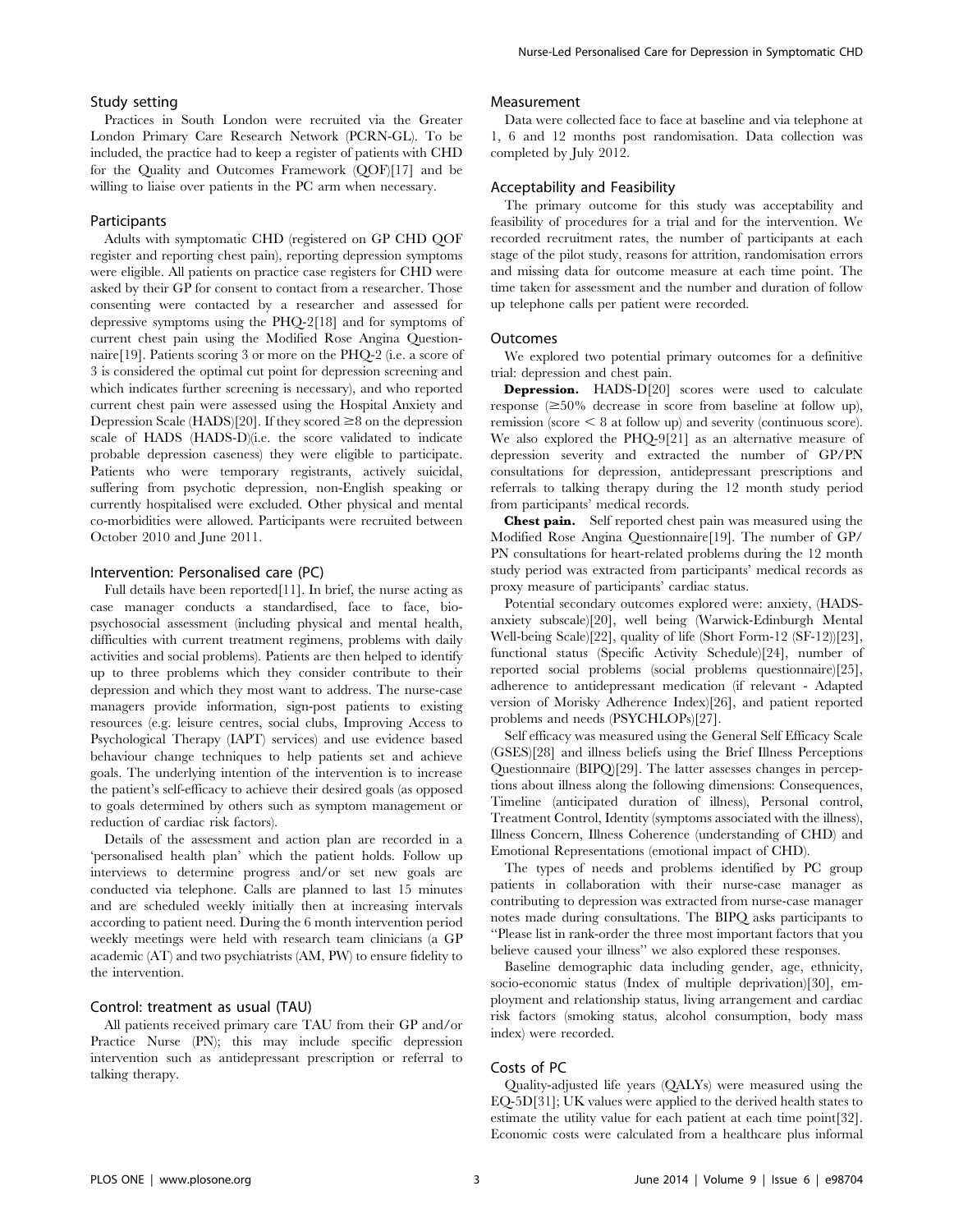### Study setting

Practices in South London were recruited via the Greater London Primary Care Research Network (PCRN-GL). To be included, the practice had to keep a register of patients with CHD for the Quality and Outcomes Framework (QOF)[17] and be willing to liaise over patients in the PC arm when necessary.

### Participants

Adults with symptomatic CHD (registered on GP CHD QOF register and reporting chest pain), reporting depression symptoms were eligible. All patients on practice case registers for CHD were asked by their GP for consent to contact from a researcher. Those consenting were contacted by a researcher and assessed for depressive symptoms using the PHQ-2[18] and for symptoms of current chest pain using the Modified Rose Angina Questionnaire[19]. Patients scoring 3 or more on the PHQ-2 (i.e. a score of 3 is considered the optimal cut point for depression screening and which indicates further screening is necessary), and who reported current chest pain were assessed using the Hospital Anxiety and Depression Scale (HADS)[20]. If they scored ≥8 on the depression scale of HADS (HADS-D)(i.e. the score validated to indicate probable depression caseness) they were eligible to participate. Patients who were temporary registrants, actively suicidal, suffering from psychotic depression, non-English speaking or currently hospitalised were excluded. Other physical and mental co-morbidities were allowed. Participants were recruited between October 2010 and June 2011.

### Intervention: Personalised care (PC)

Full details have been reported[11]. In brief, the nurse acting as case manager conducts a standardised, face to face, bio-psychosocial assessment (including physical and mental health, difficulties with current treatment regimens, problems with daily activities and social problems). Patients are then helped to identify up to three problems which they consider contribute to their depression and which they most want to address. The nurse-case managers provide information, sign-post patients to existing resources (e.g. leisure centres, social clubs, Improving Access to Psychological Therapy (IAPT) services) and use evidence based behaviour change techniques to help patients set and achieve goals. The underlying intention of the intervention is to increase the patient's self-efficacy to achieve their desired goals (as opposed to goals determined by others such as symptom management or reduction of cardiac risk factors).

Details of the assessment and action plan are recorded in a 'personalised health plan' which the patient holds. Follow up interviews to determine progress and/or set new goals are conducted via telephone. Calls are planned to last 15 minutes and are scheduled weekly initially then at increasing intervals according to patient need. During the 6 month intervention period weekly meetings were held with research team clinicians (a GP academic (AT) and two psychiatrists (AM, PW) to ensure fidelity to the intervention.

### Control: treatment as usual (TAU)

All patients received primary care TAU from their GP and/or Practice Nurse (PN); this may include specific depression intervention such as antidepressant prescription or referral to talking therapy.

### Measurement

Data were collected face to face at baseline and via telephone at 1, 6 and 12 months post randomisation. Data collection was completed by July 2012.

### Acceptability and Feasibility

The primary outcome for this study was acceptability and feasibility of procedures for a trial and for the intervention. We recorded recruitment rates, the number of participants at each stage of the pilot study, reasons for attrition, randomisation errors and missing data for outcome measure at each time point. The time taken for assessment and the number and duration of follow up telephone calls per patient were recorded.

### Outcomes

We explored two potential primary outcomes for a definitive trial: depression and chest pain.

**Depression.** HADS-D[20] scores were used to calculate response (≥50% decrease in score from baseline at follow up), remission (score < 8 at follow up) and severity (continuous score). We also explored the PHQ-9[21] as an alternative measure of depression severity and extracted the number of GP/PN consultations for depression, antidepressant prescriptions and referrals to talking therapy during the 12 month study period from participants' medical records.

**Chest pain.** Self reported chest pain was measured using the Modified Rose Angina Questionnaire[19]. The number of GP/PN consultations for heart-related problems during the 12 month study period was extracted from participants' medical records as proxy measure of participants' cardiac status.

Potential secondary outcomes explored were: anxiety, (HADS-anxiety subscale)[20], well being (Warwick-Edinburgh Mental Well-being Scale)[22], quality of life (Short Form-12 (SF-12))[23], functional status (Specific Activity Schedule)[24], number of reported social problems (social problems questionnaire)[25], adherence to antidepressant medication (if relevant - Adapted version of Morisky Adherence Index)[26], and patient reported problems and needs (PSYCHLOPs)[27].

Self efficacy was measured using the General Self Efficacy Scale (GSES)[28] and illness beliefs using the Brief Illness Perceptions Questionnaire (BIPQ)[29]. The latter assesses changes in perceptions about illness along the following dimensions: Consequences, Timeline (anticipated duration of illness), Personal control, Treatment Control, Identity (symptoms associated with the illness), Illness Concern, Illness Coherence (understanding of CHD) and Emotional Representations (emotional impact of CHD).

The types of needs and problems identified by PC group patients in collaboration with their nurse-case manager as contributing to depression was extracted from nurse-case manager notes made during consultations. The BIPQ asks participants to "Please list in rank-order the three most important factors that you believe caused your illness" we also explored these responses.

Baseline demographic data including gender, age, ethnicity, socio-economic status (Index of multiple deprivation)[30], employment and relationship status, living arrangement and cardiac risk factors (smoking status, alcohol consumption, body mass index) were recorded.

### Costs of PC

Quality-adjusted life years (QALYs) were measured using the EQ-5D[31]; UK values were applied to the derived health states to estimate the utility value for each patient at each time point[32]. Economic costs were calculated from a healthcare plus informal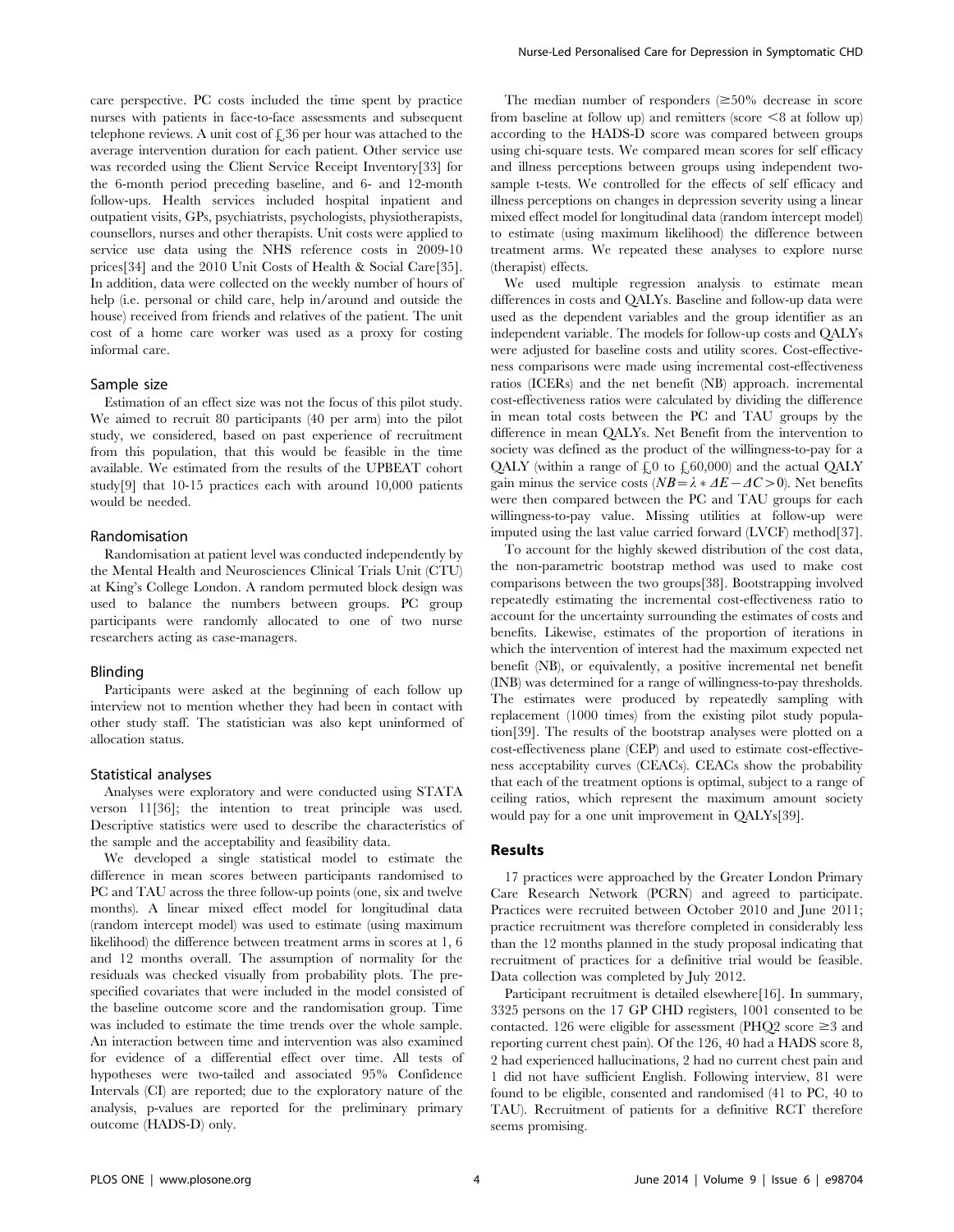care perspective. PC costs included the time spent by practice nurses with patients in face-to-face assessments and subsequent telephone reviews. A unit cost of £36 per hour was attached to the average intervention duration for each patient. Other service use was recorded using the Client Service Receipt Inventory[33] for the 6-month period preceding baseline, and 6- and 12-month follow-ups. Health services included hospital inpatient and outpatient visits, GPs, psychiatrists, psychologists, physiotherapists, counsellors, nurses and other therapists. Unit costs were applied to service use data using the NHS reference costs in 2009-10 prices[34] and the 2010 Unit Costs of Health & Social Care[35]. In addition, data were collected on the weekly number of hours of help (i.e. personal or child care, help in/around and outside the house) received from friends and relatives of the patient. The unit cost of a home care worker was used as a proxy for costing informal care.

### Sample size

Estimation of an effect size was not the focus of this pilot study. We aimed to recruit 80 participants (40 per arm) into the pilot study, we considered, based on past experience of recruitment from this population, that this would be feasible in the time available. We estimated from the results of the UPBEAT cohort study[9] that 10-15 practices each with around 10,000 patients would be needed.

### Randomisation

Randomisation at patient level was conducted independently by the Mental Health and Neurosciences Clinical Trials Unit (CTU) at King's College London. A random permuted block design was used to balance the numbers between groups. PC group participants were randomly allocated to one of two nurse researchers acting as case-managers.

### Blinding

Participants were asked at the beginning of each follow up interview not to mention whether they had been in contact with other study staff. The statistician was also kept uninformed of allocation status.

### Statistical analyses

Analyses were exploratory and were conducted using STATA verson 11[36]; the intention to treat principle was used. Descriptive statistics were used to describe the characteristics of the sample and the acceptability and feasibility data.

We developed a single statistical model to estimate the difference in mean scores between participants randomised to PC and TAU across the three follow-up points (one, six and twelve months). A linear mixed effect model for longitudinal data (random intercept model) was used to estimate (using maximum likelihood) the difference between treatment arms in scores at 1, 6 and 12 months overall. The assumption of normality for the residuals was checked visually from probability plots. The pre-specified covariates that were included in the model consisted of the baseline outcome score and the randomisation group. Time was included to estimate the time trends over the whole sample. An interaction between time and intervention was also examined for evidence of a differential effect over time. All tests of hypotheses were two-tailed and associated 95% Confidence Intervals (CI) are reported; due to the exploratory nature of the analysis, p-values are reported for the preliminary primary outcome (HADS-D) only.

The median number of responders (≥50% decrease in score from baseline at follow up) and remitters (score <8 at follow up) according to the HADS-D score was compared between groups using chi-square tests. We compared mean scores for self efficacy and illness perceptions between groups using independent two-sample t-tests. We controlled for the effects of self efficacy and illness perceptions on changes in depression severity using a linear mixed effect model for longitudinal data (random intercept model) to estimate (using maximum likelihood) the difference between treatment arms. We repeated these analyses to explore nurse (therapist) effects.

We used multiple regression analysis to estimate mean differences in costs and QALYs. Baseline and follow-up data were used as the dependent variables and the group identifier as an independent variable. The models for follow-up costs and QALYs were adjusted for baseline costs and utility scores. Cost-effectiveness comparisons were made using incremental cost-effectiveness ratios (ICERs) and the net benefit (NB) approach. incremental cost-effectiveness ratios were calculated by dividing the difference in mean total costs between the PC and TAU groups by the difference in mean QALYs. Net Benefit from the intervention to society was defined as the product of the willingness-to-pay for a QALY (within a range of £0 to £60,000) and the actual QALY gain minus the service costs ($NB = \lambda * \Delta E - \Delta C > 0$). Net benefits were then compared between the PC and TAU groups for each willingness-to-pay value. Missing utilities at follow-up were imputed using the last value carried forward (LVCF) method[37].

To account for the highly skewed distribution of the cost data, the non-parametric bootstrap method was used to make cost comparisons between the two groups[38]. Bootstrapping involved repeatedly estimating the incremental cost-effectiveness ratio to account for the uncertainty surrounding the estimates of costs and benefits. Likewise, estimates of the proportion of iterations in which the intervention of interest had the maximum expected net benefit (NB), or equivalently, a positive incremental net benefit (INB) was determined for a range of willingness-to-pay thresholds. The estimates were produced by repeatedly sampling with replacement (1000 times) from the existing pilot study population[39]. The results of the bootstrap analyses were plotted on a cost-effectiveness plane (CEP) and used to estimate cost-effectiveness acceptability curves (CEACs). CEACs show the probability that each of the treatment options is optimal, subject to a range of ceiling ratios, which represent the maximum amount society would pay for a one unit improvement in QALYs[39].

## Results

17 practices were approached by the Greater London Primary Care Research Network (PCRN) and agreed to participate. Practices were recruited between October 2010 and June 2011; practice recruitment was therefore completed in considerably less than the 12 months planned in the study proposal indicating that recruitment of practices for a definitive trial would be feasible. Data collection was completed by July 2012.

Participant recruitment is detailed elsewhere[16]. In summary, 3325 persons on the 17 GP CHD registers, 1001 consented to be contacted. 126 were eligible for assessment (PHQ2 score ≥3 and reporting current chest pain). Of the 126, 40 had a HADS score 8, 2 had experienced hallucinations, 2 had no current chest pain and 1 did not have sufficient English. Following interview, 81 were found to be eligible, consented and randomised (41 to PC, 40 to TAU). Recruitment of patients for a definitive RCT therefore seems promising.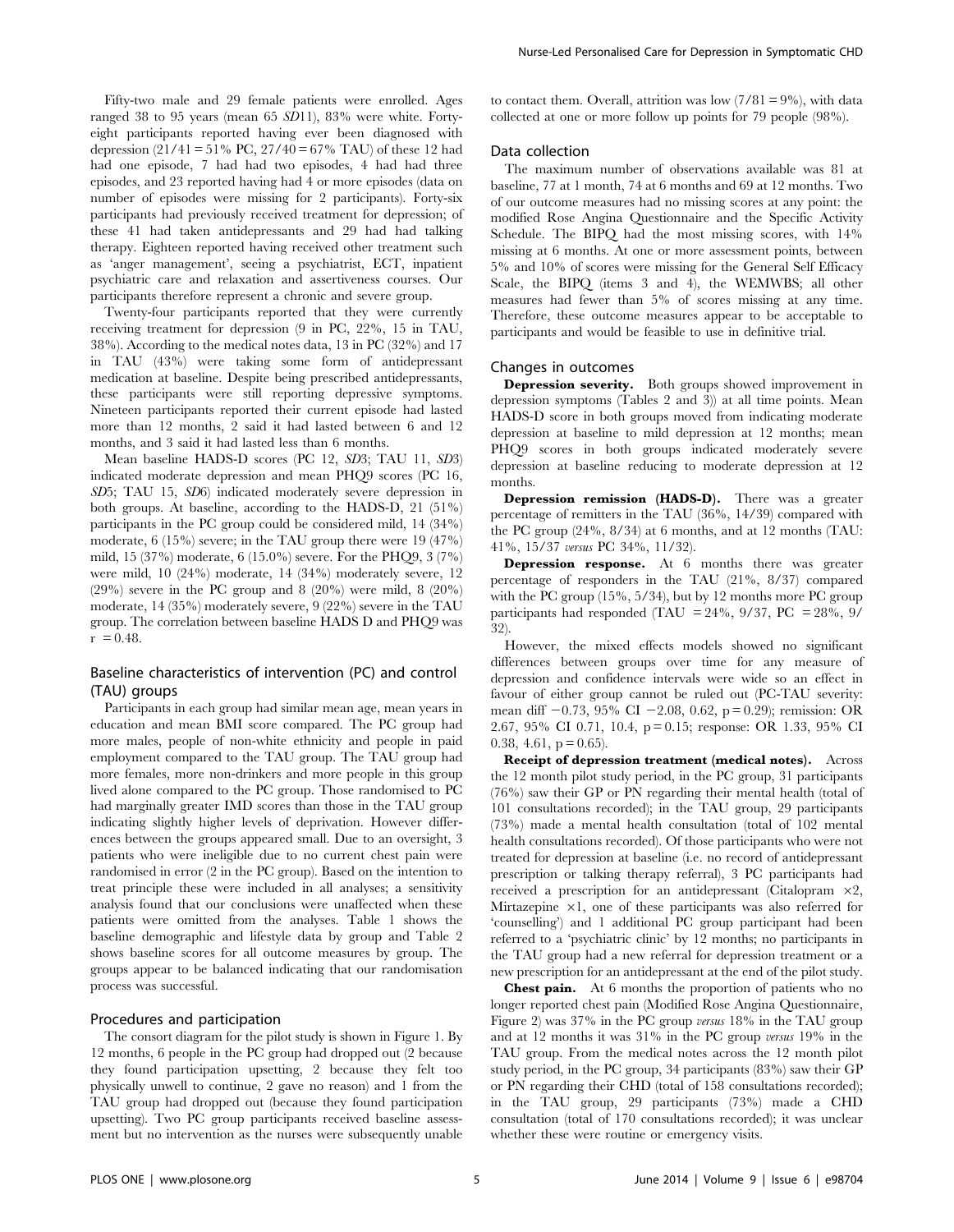Fifty-two male and 29 female patients were enrolled. Ages ranged 38 to 95 years (mean 65 *SD*11), 83% were white. Forty-eight participants reported having ever been diagnosed with depression (21/41 = 51% PC, 27/40 = 67% TAU) of these 12 had had one episode, 7 had had two episodes, 4 had had three episodes, and 23 reported having had 4 or more episodes (data on number of episodes were missing for 2 participants). Forty-six participants had previously received treatment for depression; of these 41 had taken antidepressants and 29 had had talking therapy. Eighteen reported having received other treatment such as 'anger management', seeing a psychiatrist, ECT, inpatient psychiatric care and relaxation and assertiveness courses. Our participants therefore represent a chronic and severe group.

Twenty-four participants reported that they were currently receiving treatment for depression (9 in PC, 22%, 15 in TAU, 38%). According to the medical notes data, 13 in PC (32%) and 17 in TAU (43%) were taking some form of antidepressant medication at baseline. Despite being prescribed antidepressants, these participants were still reporting depressive symptoms. Nineteen participants reported their current episode had lasted more than 12 months, 2 said it had lasted between 6 and 12 months, and 3 said it had lasted less than 6 months.

Mean baseline HADS-D scores (PC 12, *SD*3; TAU 11, *SD*3) indicated moderate depression and mean PHQ9 scores (PC 16, *SD*5; TAU 15, *SD*6) indicated moderately severe depression in both groups. At baseline, according to the HADS-D, 21 (51%) participants in the PC group could be considered mild, 14 (34%) moderate, 6 (15%) severe; in the TAU group there were 19 (47%) mild, 15 (37%) moderate, 6 (15.0%) severe. For the PHQ9, 3 (7%) were mild, 10 (24%) moderate, 14 (34%) moderately severe, 12 (29%) severe in the PC group and 8 (20%) were mild, 8 (20%) moderate, 14 (35%) moderately severe, 9 (22%) severe in the TAU group. The correlation between baseline HADS D and PHQ9 was $r = 0.48$.

## Baseline characteristics of intervention (PC) and control (TAU) groups

Participants in each group had similar mean age, mean years in education and mean BMI score compared. The PC group had more males, people of non-white ethnicity and people in paid employment compared to the TAU group. The TAU group had more females, more non-drinkers and more people in this group lived alone compared to the PC group. Those randomised to PC had marginally greater IMD scores than those in the TAU group indicating slightly higher levels of deprivation. However differences between the groups appeared small. Due to an oversight, 3 patients who were ineligible due to no current chest pain were randomised in error (2 in the PC group). Based on the intention to treat principle these were included in all analyses; a sensitivity analysis found that our conclusions were unaffected when these patients were omitted from the analyses. Table 1 shows the baseline demographic and lifestyle data by group and Table 2 shows baseline scores for all outcome measures by group. The groups appear to be balanced indicating that our randomisation process was successful.

## Procedures and participation

The consort diagram for the pilot study is shown in Figure 1. By 12 months, 6 people in the PC group had dropped out (2 because they found participation upsetting, 2 because they felt too physically unwell to continue, 2 gave no reason) and 1 from the TAU group had dropped out (because they found participation upsetting). Two PC group participants received baseline assessment but no intervention as the nurses were subsequently unable to contact them. Overall, attrition was low (7/81 = 9%), with data collected at one or more follow up points for 79 people (98%).

## Data collection

The maximum number of observations available was 81 at baseline, 77 at 1 month, 74 at 6 months and 69 at 12 months. Two of our outcome measures had no missing scores at any point: the modified Rose Angina Questionnaire and the Specific Activity Schedule. The BIPQ had the most missing scores, with 14% missing at 6 months. At one or more assessment points, between 5% and 10% of scores were missing for the General Self Efficacy Scale, the BIPQ (items 3 and 4), the WEMWBS; all other measures had fewer than 5% of scores missing at any time. Therefore, these outcome measures appear to be acceptable to participants and would be feasible to use in definitive trial.

## Changes in outcomes

**Depression severity.** Both groups showed improvement in depression symptoms (Tables 2 and 3) at all time points. Mean HADS-D score in both groups moved from indicating moderate depression at baseline to mild depression at 12 months; mean PHQ9 scores in both groups indicated moderately severe depression at baseline reducing to moderate depression at 12 months.

**Depression remission (HADS-D).** There was a greater percentage of remitters in the TAU (36%, 14/39) compared with the PC group (24%, 8/34) at 6 months, and at 12 months (TAU: 41%, 15/37 *versus* PC 34%, 11/32).

**Depression response.** At 6 months there was greater percentage of responders in the TAU (21%, 8/37) compared with the PC group (15%, 5/34), but by 12 months more PC group participants had responded (TAU = 24%, 9/37, PC = 28%, 9/32).

However, the mixed effects models showed no significant differences between groups over time for any measure of depression and confidence intervals were wide so an effect in favour of either group cannot be ruled out (PC-TAU severity: mean diff −0.73, 95% CI −2.08, 0.62, $p = 0.29$); remission: OR 2.67, 95% CI 0.71, 10.4, $p = 0.15$; response: OR 1.33, 95% CI 0.38, 4.61, $p = 0.65$).

**Receipt of depression treatment (medical notes).** Across the 12 month pilot study period, in the PC group, 31 participants (76%) saw their GP or PN regarding their mental health (total of 101 consultations recorded); in the TAU group, 29 participants (73%) made a mental health consultation (total of 102 mental health consultations recorded). Of those participants who were not treated for depression at baseline (i.e. no record of antidepressant prescription or talking therapy referral), 3 PC participants had received a prescription for an antidepressant (Citalopram ×2, Mirtazepine ×1, one of these participants was also referred for 'counselling') and 1 additional PC group participant had been referred to a 'psychiatric clinic' by 12 months; no participants in the TAU group had a new referral for depression treatment or a new prescription for an antidepressant at the end of the pilot study.

**Chest pain.** At 6 months the proportion of patients who no longer reported chest pain (Modified Rose Angina Questionnaire, Figure 2) was 37% in the PC group *versus* 18% in the TAU group and at 12 months it was 31% in the PC group *versus* 19% in the TAU group. From the medical notes across the 12 month pilot study period, in the PC group, 34 participants (83%) saw their GP or PN regarding their CHD (total of 158 consultations recorded); in the TAU group, 29 participants (73%) made a CHD consultation (total of 170 consultations recorded); it was unclear whether these were routine or emergency visits.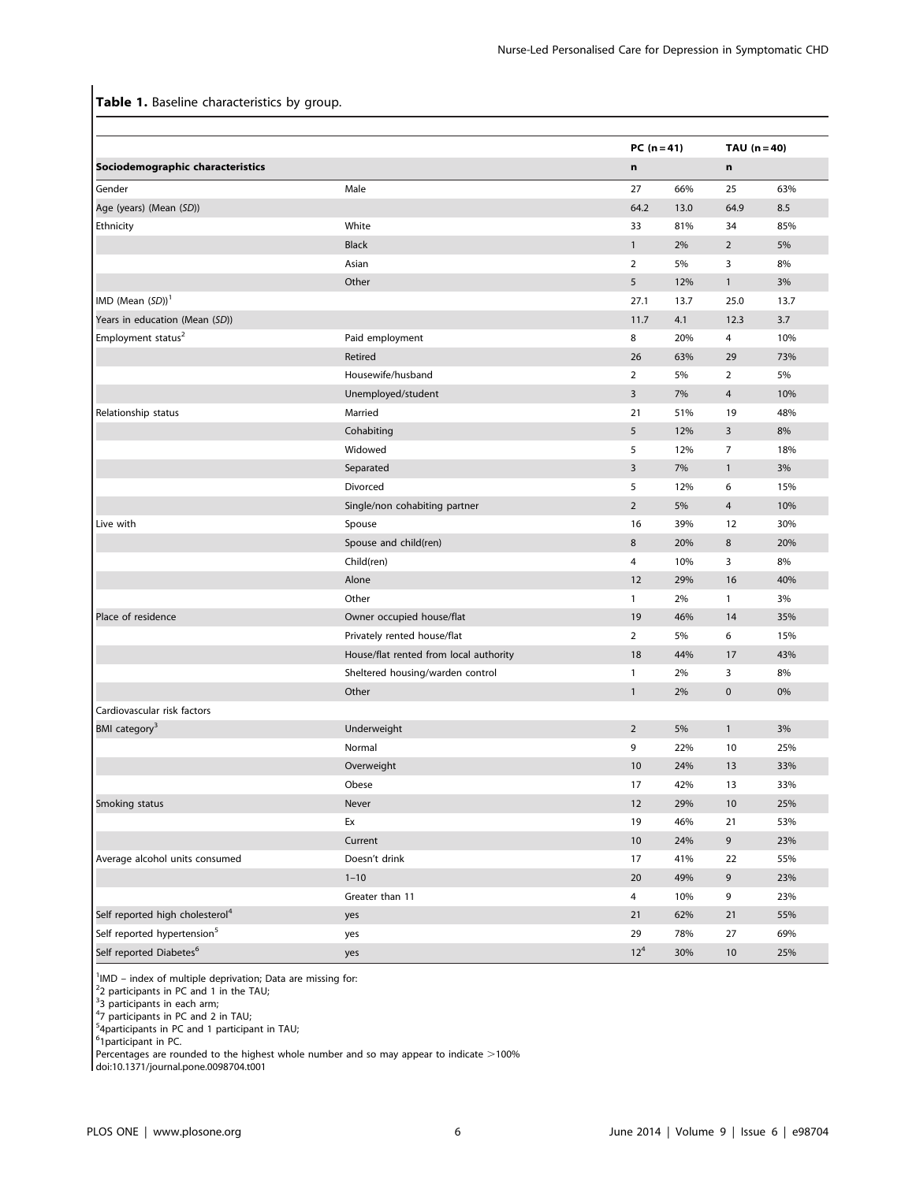**Table 1.** Baseline characteristics by group.

| | | PC (n = 41) | | TAU (n = 40) | |
|---|---|---|---|---|---|
| **Sociodemographic characteristics** | | **n** | | **n** | |
| Gender | Male | 27 | 66% | 25 | 63% |
| Age (years) (Mean (*SD*)) | | 64.2 | 13.0 | 64.9 | 8.5 |
| Ethnicity | White | 33 | 81% | 34 | 85% |
| | Black | 1 | 2% | 2 | 5% |
| | Asian | 2 | 5% | 3 | 8% |
| | Other | 5 | 12% | 1 | 3% |
| IMD (Mean (*SD*))[1] | | 27.1 | 13.7 | 25.0 | 13.7 |
| Years in education (Mean (*SD*)) | | 11.7 | 4.1 | 12.3 | 3.7 |
| Employment status[2] | Paid employment | 8 | 20% | 4 | 10% |
| | Retired | 26 | 63% | 29 | 73% |
| | Housewife/husband | 2 | 5% | 2 | 5% |
| | Unemployed/student | 3 | 7% | 4 | 10% |
| Relationship status | Married | 21 | 51% | 19 | 48% |
| | Cohabiting | 5 | 12% | 3 | 8% |
| | Widowed | 5 | 12% | 7 | 18% |
| | Separated | 3 | 7% | 1 | 3% |
| | Divorced | 5 | 12% | 6 | 15% |
| | Single/non cohabiting partner | 2 | 5% | 4 | 10% |
| Live with | Spouse | 16 | 39% | 12 | 30% |
| | Spouse and child(ren) | 8 | 20% | 8 | 20% |
| | Child(ren) | 4 | 10% | 3 | 8% |
| | Alone | 12 | 29% | 16 | 40% |
| | Other | 1 | 2% | 1 | 3% |
| Place of residence | Owner occupied house/flat | 19 | 46% | 14 | 35% |
| | Privately rented house/flat | 2 | 5% | 6 | 15% |
| | House/flat rented from local authority | 18 | 44% | 17 | 43% |
| | Sheltered housing/warden control | 1 | 2% | 3 | 8% |
| | Other | 1 | 2% | 0 | 0% |
| Cardiovascular risk factors | | | | | |
| BMI category[3] | Underweight | 2 | 5% | 1 | 3% |
| | Normal | 9 | 22% | 10 | 25% |
| | Overweight | 10 | 24% | 13 | 33% |
| | Obese | 17 | 42% | 13 | 33% |
| Smoking status | Never | 12 | 29% | 10 | 25% |
| | Ex | 19 | 46% | 21 | 53% |
| | Current | 10 | 24% | 9 | 23% |
| Average alcohol units consumed | Doesn't drink | 17 | 41% | 22 | 55% |
| | 1–10 | 20 | 49% | 9 | 23% |
| | Greater than 11 | 4 | 10% | 9 | 23% |
| Self reported high cholesterol[4] | yes | 21 | 62% | 21 | 55% |
| Self reported hypertension[5] | yes | 29 | 78% | 27 | 69% |
| Self reported Diabetes[6] | yes | 12[4] | 30% | 10 | 25% |

[1]IMD – index of multiple deprivation; Data are missing for:
[2]2 participants in PC and 1 in the TAU;
[3]3 participants in each arm;
[4]7 participants in PC and 2 in TAU;
[5]4participants in PC and 1 participant in TAU;
[6]1participant in PC.
Percentages are rounded to the highest whole number and so may appear to indicate >100%
doi:10.1371/journal.pone.0098704.t001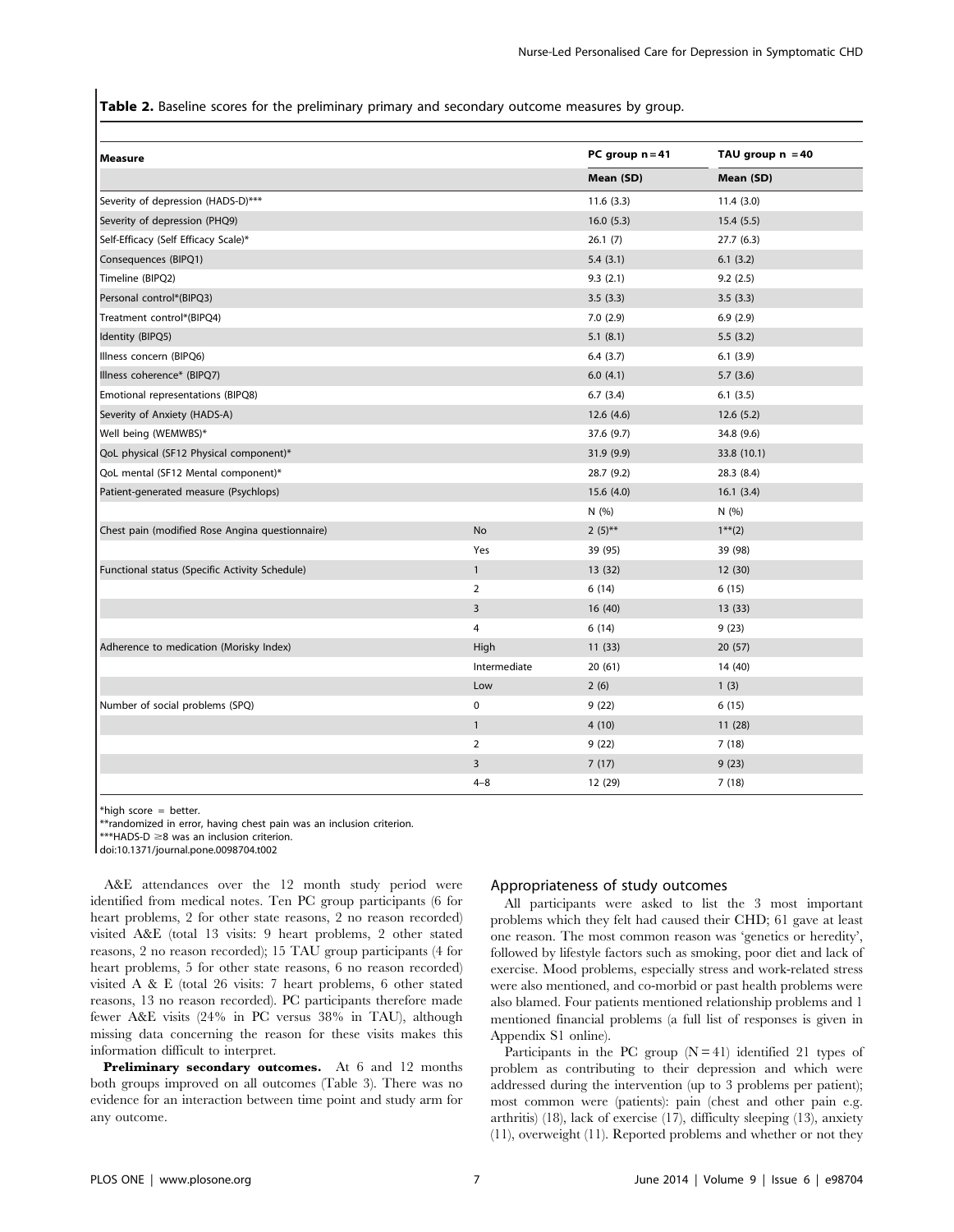**Table 2.** Baseline scores for the preliminary primary and secondary outcome measures by group.

| Measure | | PC group n = 41 | TAU group n = 40 |
|---|---|---|---|
| | | Mean (SD) | Mean (SD) |
| Severity of depression (HADS-D)*** | | 11.6 (3.3) | 11.4 (3.0) |
| Severity of depression (PHQ9) | | 16.0 (5.3) | 15.4 (5.5) |
| Self-Efficacy (Self Efficacy Scale)* | | 26.1 (7) | 27.7 (6.3) |
| Consequences (BIPQ1) | | 5.4 (3.1) | 6.1 (3.2) |
| Timeline (BIPQ2) | | 9.3 (2.1) | 9.2 (2.5) |
| Personal control*(BIPQ3) | | 3.5 (3.3) | 3.5 (3.3) |
| Treatment control*(BIPQ4) | | 7.0 (2.9) | 6.9 (2.9) |
| Identity (BIPQ5) | | 5.1 (8.1) | 5.5 (3.2) |
| Illness concern (BIPQ6) | | 6.4 (3.7) | 6.1 (3.9) |
| Illness coherence* (BIPQ7) | | 6.0 (4.1) | 5.7 (3.6) |
| Emotional representations (BIPQ8) | | 6.7 (3.4) | 6.1 (3.5) |
| Severity of Anxiety (HADS-A) | | 12.6 (4.6) | 12.6 (5.2) |
| Well being (WEMWBS)* | | 37.6 (9.7) | 34.8 (9.6) |
| QoL physical (SF12 Physical component)* | | 31.9 (9.9) | 33.8 (10.1) |
| QoL mental (SF12 Mental component)* | | 28.7 (9.2) | 28.3 (8.4) |
| Patient-generated measure (Psychlops) | | 15.6 (4.0) | 16.1 (3.4) |
| | | N (%) | N (%) |
| Chest pain (modified Rose Angina questionnaire) | No | 2 (5)** | 1**(2) |
| | Yes | 39 (95) | 39 (98) |
| Functional status (Specific Activity Schedule) | 1 | 13 (32) | 12 (30) |
| | 2 | 6 (14) | 6 (15) |
| | 3 | 16 (40) | 13 (33) |
| | 4 | 6 (14) | 9 (23) |
| Adherence to medication (Morisky Index) | High | 11 (33) | 20 (57) |
| | Intermediate | 20 (61) | 14 (40) |
| | Low | 2 (6) | 1 (3) |
| Number of social problems (SPQ) | 0 | 9 (22) | 6 (15) |
| | 1 | 4 (10) | 11 (28) |
| | 2 | 9 (22) | 7 (18) |
| | 3 | 7 (17) | 9 (23) |
| | 4–8 | 12 (29) | 7 (18) |

*high score = better.
**randomized in error, having chest pain was an inclusion criterion.
***HADS-D ≥8 was an inclusion criterion.
doi:10.1371/journal.pone.0098704.t002

A&E attendances over the 12 month study period were identified from medical notes. Ten PC group participants (6 for heart problems, 2 for other state reasons, 2 no reason recorded) visited A&E (total 13 visits: 9 heart problems, 2 other stated reasons, 2 no reason recorded); 15 TAU group participants (4 for heart problems, 5 for other state reasons, 6 no reason recorded) visited A & E (total 26 visits: 7 heart problems, 6 other stated reasons, 13 no reason recorded). PC participants therefore made fewer A&E visits (24% in PC versus 38% in TAU), although missing data concerning the reason for these visits makes this information difficult to interpret.

**Preliminary secondary outcomes.** At 6 and 12 months both groups improved on all outcomes (Table 3). There was no evidence for an interaction between time point and study arm for any outcome.

### Appropriateness of study outcomes

All participants were asked to list the 3 most important problems which they felt had caused their CHD; 61 gave at least one reason. The most common reason was 'genetics or heredity', followed by lifestyle factors such as smoking, poor diet and lack of exercise. Mood problems, especially stress and work-related stress were also mentioned, and co-morbid or past health problems were also blamed. Four patients mentioned relationship problems and 1 mentioned financial problems (a full list of responses is given in Appendix S1 online).

Participants in the PC group (N = 41) identified 21 types of problem as contributing to their depression and which were addressed during the intervention (up to 3 problems per patient); most common were (patients): pain (chest and other pain e.g. arthritis) (18), lack of exercise (17), difficulty sleeping (13), anxiety (11), overweight (11). Reported problems and whether or not they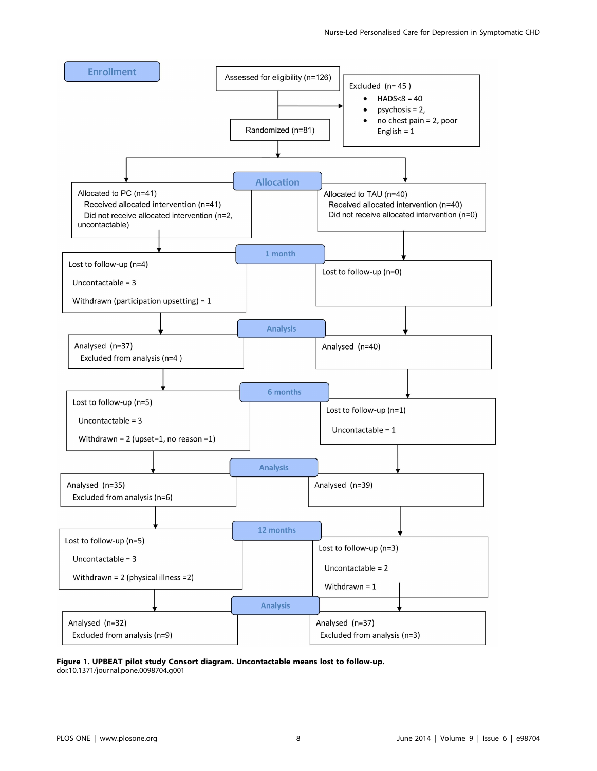**Enrollment**

Assessed for eligibility (n=126)

Excluded (n= 45 )
- HADS<8 = 40
- psychosis = 2,
- no chest pain = 2, poor English = 1

Randomized (n=81)

**Allocation**

| PC | TAU |
| --- | --- |
| Allocated to PC (n=41)<br>Received allocated intervention (n=41)<br>Did not receive allocated intervention (n=2, uncontactable) | Allocated to TAU (n=40)<br>Received allocated intervention (n=40)<br>Did not receive allocated intervention (n=0) |

**1 month**

| PC | TAU |
| --- | --- |
| Lost to follow-up (n=4)<br>Uncontactable = 3<br>Withdrawn (participation upsetting) = 1 | Lost to follow-up (n=0) |

**Analysis**

| PC | TAU |
| --- | --- |
| Analysed (n=37)<br>Excluded from analysis (n=4 ) | Analysed (n=40) |

**6 months**

| PC | TAU |
| --- | --- |
| Lost to follow-up (n=5)<br>Uncontactable = 3<br>Withdrawn = 2 (upset=1, no reason =1) | Lost to follow-up (n=1)<br>Uncontactable = 1 |

**Analysis**

| PC | TAU |
| --- | --- |
| Analysed (n=35)<br>Excluded from analysis (n=6) | Analysed (n=39) |

**12 months**

| PC | TAU |
| --- | --- |
| Lost to follow-up (n=5)<br>Uncontactable = 3<br>Withdrawn = 2 (physical illness =2) | Lost to follow-up (n=3)<br>Uncontactable = 2<br>Withdrawn = 1 |

**Analysis**

| PC | TAU |
| --- | --- |
| Analysed (n=32)<br>Excluded from analysis (n=9) | Analysed (n=37)<br>Excluded from analysis (n=3) |

**Figure 1. UPBEAT pilot study Consort diagram. Uncontactable means lost to follow-up.**
doi:10.1371/journal.pone.0098704.g001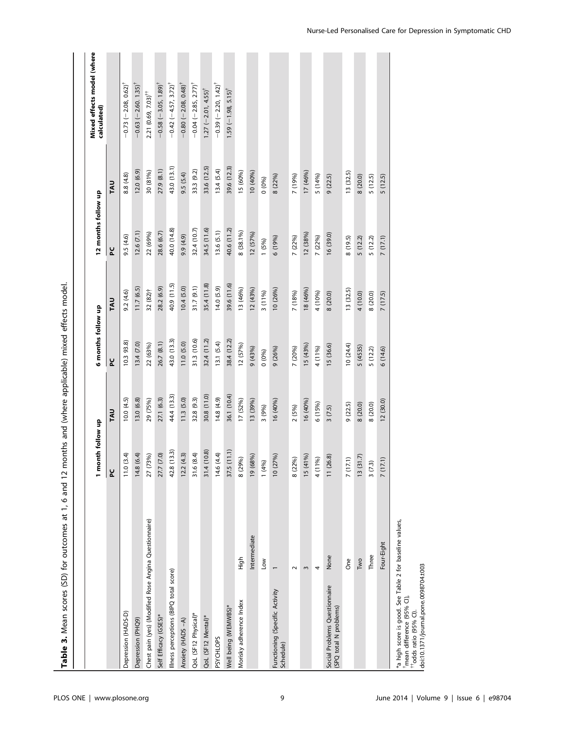**Table 3.** Mean scores (SD) for outcomes at 1, 6 and 12 months and (where applicable) mixed effects model.

| | | 1 month follow up | | 6 months follow up | | 12 months follow up | | Mixed effects model (where calculated) |
|---|---|---|---|---|---|---|---|---|
| | | PC | TAU | PC | TAU | PC | TAU | |
| Depression (HADS-D) | | 11.0 (3.4) | 10.0 (4.5) | 10.3 93.8) | 9.2 (4.6) | 9.5 (4.6) | 8.8 (4.8) | −0.73 (−2.08, 0.62)[†] |
| Depression (PHQ9) | | 14.8 (6.4) | 13.0 (6.8) | 13.4 (7.0) | 11.7 (6.5) | 12.6 (7.1) | 12.0 (6.9) | −0.63 (−2.60. 1.35)[†] |
| Chest pain (yes) (Modified Rose Angina Questionnaire) | | 27 (73%) | 29 (75%) | 22 (63%) | 32 (82)† | 22 (69%) | 30 (81%) | 2.21 (0.69, 7.03)[††] |
| Self Efficacy (GSES)* | | 27.7 (7.0) | 27.1 (6.3) | 26.7 (8.1) | 28.2 (6.9) | 28.6 (6.7) | 27.9 (8.1) | −0.58 (−3.05, 1.89)[†] |
| Illness perceptions (BIPQ total score) | | 42.8 (13.3) | 44.4 (13.3) | 43.0 (13.3) | 40.9 (11.5) | 40.0 (14.8) | 43.0 (13.1) | −0.42 (−4.57, 3.72)[†] |
| Anxiety (HADS –A) | | 12.2 (4.3) | 11.3 (5.0) | 11.0 (5.0) | 10.4 (5.0) | 9.9 (4.9) | 9.5 (5.4) | −0.80 (−2.08, 0.48)[†] |
| QoL (SF12 Physical)* | | 31.6 (8.4) | 32.8 (9.3) | 31.3 (10.6) | 31.7 (9.1) | 32.4 (10.7) | 33.3 (9.2) | −0.04 (−2.85, 2.77)[†] |
| QoL (SF12 Mental)* | | 31.4 (10.8) | 30.8 (11.0) | 32.4 (11.2) | 35.4 (11.8) | 34.5 (11.6) | 33.6 (12.5) | 1.27 (−2.01, 4.55)[†] |
| PSYCHLOPS | | 14.6 (4.4) | 14.8 (4.9) | 13.1 (5.4) | 14.0 (5.9) | 13.6 (5.1) | 13.4 (5.4) | −0.39 (−2.20, 1.42)[†] |
| Well being (WEMWBS)* | | 37.5 (11.1) | 36.1 (10.4) | 38.4 (12.2) | 39.6 (11.6) | 40.6 (11.2) | 39.6 (12.3) | 1.59 (−1.98, 5.15)[†] |
| Morisky adherence Index | High | 8 (29%) | 17 (52%) | 12 (57%) | 13 (46%) | 8 (38.1%) | 15 (60%) | |
| | Intermediate | 19 (68%) | 13 (39%) | 9 (43%) | 12 (43%) | 12 (57%) | 10 (40%) | |
| | Low | 1 (4%) | 3 (9%) | 0 (0%) | 3 (11%) | 1 (5%) | 0 (0%) | |
| Functioning (Specific Activity Schedule) | 1 | 10 (27%) | 16 (40%) | 9 (26%) | 10 (26%) | 6 (19%) | 8 (22%) | |
| | 2 | 8 (22%) | 2 (5%) | 7 (20%) | 7 (18%) | 7 (22%) | 7 (19%) | |
| | 3 | 15 (41%) | 16 (40%) | 15 (43%) | 18 (46%) | 12 (38%) | 17 (46%) | |
| | 4 | 4 (11%) | 6 (15%) | 4 (11%) | 4 (10%) | 7 (22%) | 5 (14%) | |
| Social Problems Questionnaire (SPQ total N problems) | None | 11 (26.8) | 3 (7.5) | 15 (36.6) | 8 (20.0) | 16 (39.0) | 9 (22.5) | |
| | One | 7 (17.1) | 9 (22.5) | 10 (24.4) | 13 (32.5) | 8 (19.5) | 13 (32.5) | |
| | Two | 13 (31.7) | 8 (20.0) | 5 (4535) | 4 (10.0) | 5 (12.2) | 8 (20.0) | |
| | Three | 3 (7.3) | 8 (20.0) | 5 (12.2) | 8 (20.0) | 5 (12.2) | 5 (12.5) | |
| | Four-Eight | 7 (17.1) | 12 (30.0) | 6 (14.6) | 7 (17.5) | 7 (17.1) | 5 (12.5) | |

*a high score is good. See Table 2 for baseline values,
[†]mean difference (95% CI),
[††]odds ratio (95% CI).
doi:10.1371/journal.pone.0098704.t003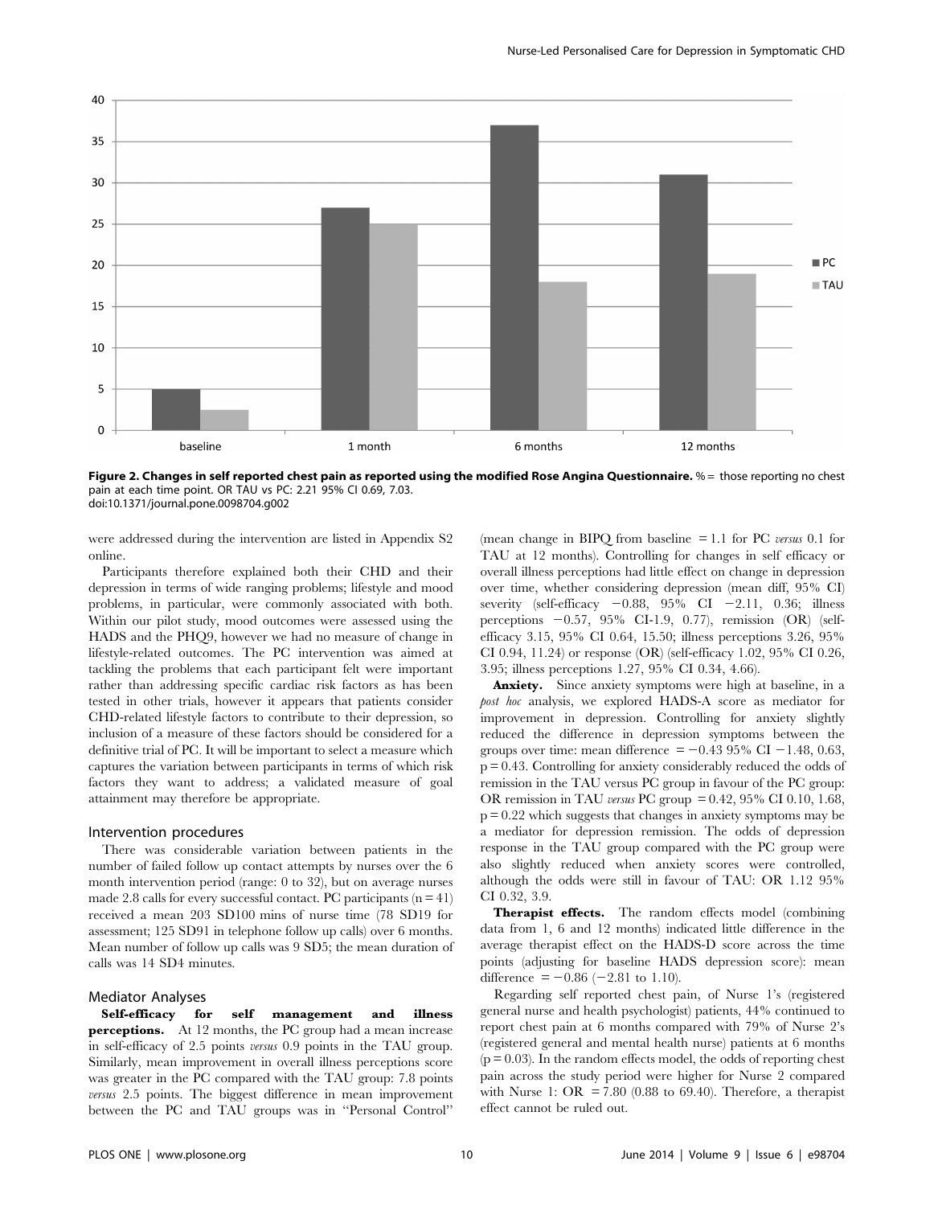Figure 2. Changes in self reported chest pain as reported using the modified Rose Angina Questionnaire. % = those reporting no chest pain at each time point. OR TAU vs PC: 2.21 95% CI 0.69, 7.03.
doi:10.1371/journal.pone.0098704.g002

were addressed during the intervention are listed in Appendix S2 online.

Participants therefore explained both their CHD and their depression in terms of wide ranging problems; lifestyle and mood problems, in particular, were commonly associated with both. Within our pilot study, mood outcomes were assessed using the HADS and the PHQ9, however we had no measure of change in lifestyle-related outcomes. The PC intervention was aimed at tackling the problems that each participant felt were important rather than addressing specific cardiac risk factors as has been tested in other trials, however it appears that patients consider CHD-related lifestyle factors to contribute to their depression, so inclusion of a measure of these factors should be considered for a definitive trial of PC. It will be important to select a measure which captures the variation between participants in terms of which risk factors they want to address; a validated measure of goal attainment may therefore be appropriate.

## Intervention procedures

There was considerable variation between patients in the number of failed follow up contact attempts by nurses over the 6 month intervention period (range: 0 to 32), but on average nurses made 2.8 calls for every successful contact. PC participants (n = 41) received a mean 203 SD100 mins of nurse time (78 SD19 for assessment; 125 SD91 in telephone follow up calls) over 6 months. Mean number of follow up calls was 9 SD5; the mean duration of calls was 14 SD4 minutes.

## Mediator Analyses

**Self-efficacy for self management and illness perceptions.** At 12 months, the PC group had a mean increase in self-efficacy of 2.5 points *versus* 0.9 points in the TAU group. Similarly, mean improvement in overall illness perceptions score was greater in the PC compared with the TAU group: 7.8 points *versus* 2.5 points. The biggest difference in mean improvement between the PC and TAU groups was in "Personal Control" (mean change in BIPQ from baseline = 1.1 for PC *versus* 0.1 for TAU at 12 months). Controlling for changes in self efficacy or overall illness perceptions had little effect on change in depression over time, whether considering depression (mean diff, 95% CI) severity (self-efficacy −0.88, 95% CI −2.11, 0.36; illness perceptions −0.57, 95% CI-1.9, 0.77), remission (OR) (self-efficacy 3.15, 95% CI 0.64, 15.50; illness perceptions 3.26, 95% CI 0.94, 11.24) or response (OR) (self-efficacy 1.02, 95% CI 0.26, 3.95; illness perceptions 1.27, 95% CI 0.34, 4.66).

**Anxiety.** Since anxiety symptoms were high at baseline, in a *post hoc* analysis, we explored HADS-A score as mediator for improvement in depression. Controlling for anxiety slightly reduced the difference in depression symptoms between the groups over time: mean difference = −0.43 95% CI −1.48, 0.63, $p = 0.43$. Controlling for anxiety considerably reduced the odds of remission in the TAU versus PC group in favour of the PC group: OR remission in TAU *versus* PC group = 0.42, 95% CI 0.10, 1.68, $p = 0.22$ which suggests that changes in anxiety symptoms may be a mediator for depression remission. The odds of depression response in the TAU group compared with the PC group were also slightly reduced when anxiety scores were controlled, although the odds were still in favour of TAU: OR 1.12 95% CI 0.32, 3.9.

**Therapist effects.** The random effects model (combining data from 1, 6 and 12 months) indicated little difference in the average therapist effect on the HADS-D score across the time points (adjusting for baseline HADS depression score): mean difference = −0.86 (−2.81 to 1.10).

Regarding self reported chest pain, of Nurse 1's (registered general nurse and health psychologist) patients, 44% continued to report chest pain at 6 months compared with 79% of Nurse 2's (registered general and mental health nurse) patients at 6 months ($p = 0.03$). In the random effects model, the odds of reporting chest pain across the study period were higher for Nurse 2 compared with Nurse 1: OR = 7.80 (0.88 to 69.40). Therefore, a therapist effect cannot be ruled out.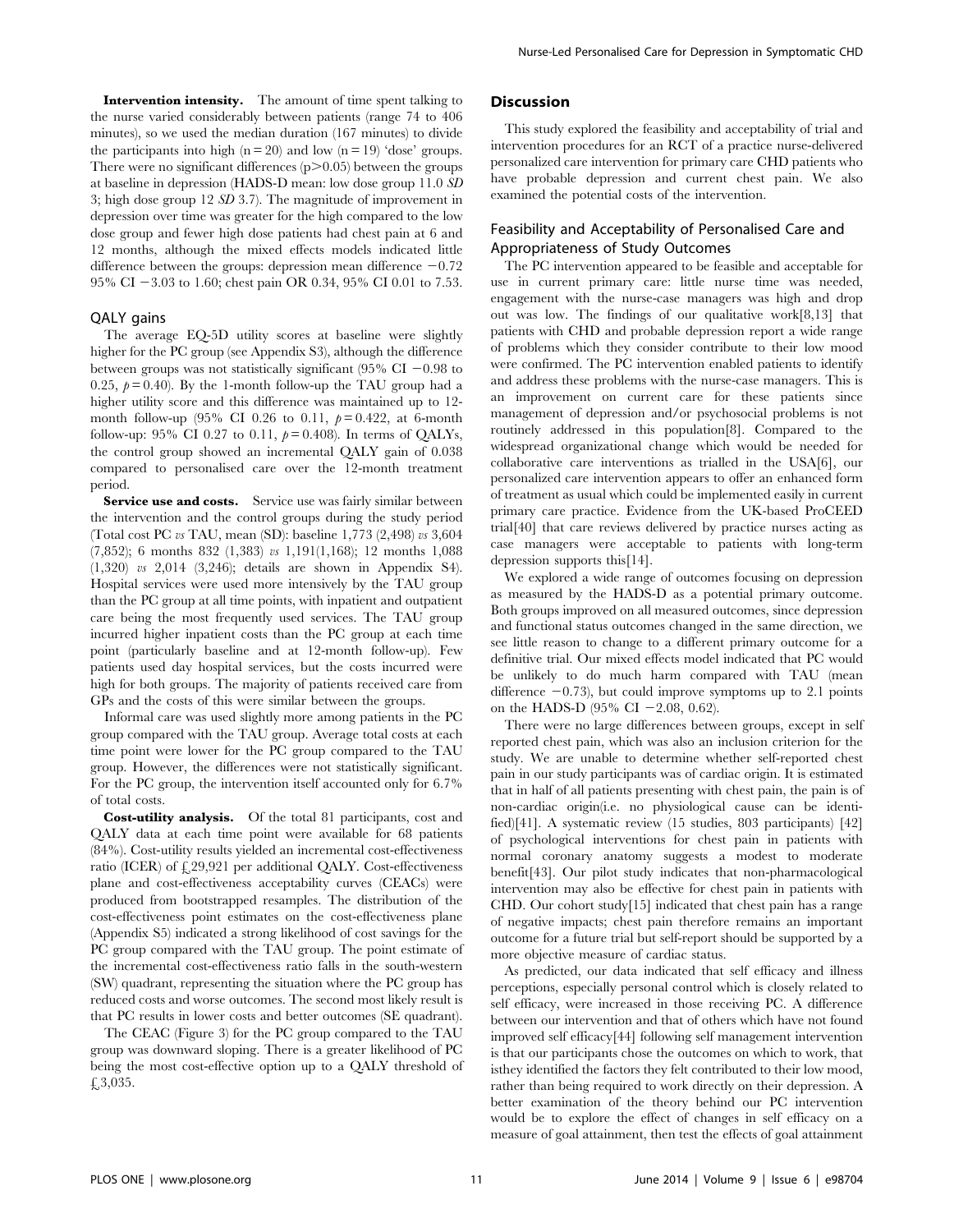**Intervention intensity.** The amount of time spent talking to the nurse varied considerably between patients (range 74 to 406 minutes), so we used the median duration (167 minutes) to divide the participants into high (n = 20) and low (n = 19) 'dose' groups. There were no significant differences ($p > 0.05$) between the groups at baseline in depression (HADS-D mean: low dose group 11.0 *SD* 3; high dose group 12 *SD* 3.7). The magnitude of improvement in depression over time was greater for the high compared to the low dose group and fewer high dose patients had chest pain at 6 and 12 months, although the mixed effects models indicated little difference between the groups: depression mean difference −0.72 95% CI −3.03 to 1.60; chest pain OR 0.34, 95% CI 0.01 to 7.53.

### QALY gains

The average EQ-5D utility scores at baseline were slightly higher for the PC group (see Appendix S3), although the difference between groups was not statistically significant (95% CI −0.98 to 0.25, $p = 0.40$). By the 1-month follow-up the TAU group had a higher utility score and this difference was maintained up to 12-month follow-up (95% CI 0.26 to 0.11, $p = 0.422$, at 6-month follow-up: 95% CI 0.27 to 0.11, $p = 0.408$). In terms of QALYs, the control group showed an incremental QALY gain of 0.038 compared to personalised care over the 12-month treatment period.

**Service use and costs.** Service use was fairly similar between the intervention and the control groups during the study period (Total cost PC *vs* TAU, mean (SD): baseline 1,773 (2,498) *vs* 3,604 (7,852); 6 months 832 (1,383) *vs* 1,191(1,168); 12 months 1,088 (1,320) *vs* 2,014 (3,246); details are shown in Appendix S4). Hospital services were used more intensively by the TAU group than the PC group at all time points, with inpatient and outpatient care being the most frequently used services. The TAU group incurred higher inpatient costs than the PC group at each time point (particularly baseline and at 12-month follow-up). Few patients used day hospital services, but the costs incurred were high for both groups. The majority of patients received care from GPs and the costs of this were similar between the groups.

Informal care was used slightly more among patients in the PC group compared with the TAU group. Average total costs at each time point were lower for the PC group compared to the TAU group. However, the differences were not statistically significant. For the PC group, the intervention itself accounted only for 6.7% of total costs.

**Cost-utility analysis.** Of the total 81 participants, cost and QALY data at each time point were available for 68 patients (84%). Cost-utility results yielded an incremental cost-effectiveness ratio (ICER) of £29,921 per additional QALY. Cost-effectiveness plane and cost-effectiveness acceptability curves (CEACs) were produced from bootstrapped resamples. The distribution of the cost-effectiveness point estimates on the cost-effectiveness plane (Appendix S5) indicated a strong likelihood of cost savings for the PC group compared with the TAU group. The point estimate of the incremental cost-effectiveness ratio falls in the south-western (SW) quadrant, representing the situation where the PC group has reduced costs and worse outcomes. The second most likely result is that PC results in lower costs and better outcomes (SE quadrant).

The CEAC (Figure 3) for the PC group compared to the TAU group was downward sloping. There is a greater likelihood of PC being the most cost-effective option up to a QALY threshold of £3,035.

## Discussion

This study explored the feasibility and acceptability of trial and intervention procedures for an RCT of a practice nurse-delivered personalized care intervention for primary care CHD patients who have probable depression and current chest pain. We also examined the potential costs of the intervention.

### Feasibility and Acceptability of Personalised Care and Appropriateness of Study Outcomes

The PC intervention appeared to be feasible and acceptable for use in current primary care: little nurse time was needed, engagement with the nurse-case managers was high and drop out was low. The findings of our qualitative work[8,13] that patients with CHD and probable depression report a wide range of problems which they consider contribute to their low mood were confirmed. The PC intervention enabled patients to identify and address these problems with the nurse-case managers. This is an improvement on current care for these patients since management of depression and/or psychosocial problems is not routinely addressed in this population[8]. Compared to the widespread organizational change which would be needed for collaborative care interventions as trialled in the USA[6], our personalized care intervention appears to offer an enhanced form of treatment as usual which could be implemented easily in current primary care practice. Evidence from the UK-based ProCEED trial[40] that care reviews delivered by practice nurses acting as case managers were acceptable to patients with long-term depression supports this[14].

We explored a wide range of outcomes focusing on depression as measured by the HADS-D as a potential primary outcome. Both groups improved on all measured outcomes, since depression and functional status outcomes changed in the same direction, we see little reason to change to a different primary outcome for a definitive trial. Our mixed effects model indicated that PC would be unlikely to do much harm compared with TAU (mean difference −0.73), but could improve symptoms up to 2.1 points on the HADS-D (95% CI −2.08, 0.62).

There were no large differences between groups, except in self reported chest pain, which was also an inclusion criterion for the study. We are unable to determine whether self-reported chest pain in our study participants was of cardiac origin. It is estimated that in half of all patients presenting with chest pain, the pain is of non-cardiac origin(i.e. no physiological cause can be identified)[41]. A systematic review (15 studies, 803 participants) [42] of psychological interventions for chest pain in patients with normal coronary anatomy suggests a modest to moderate benefit[43]. Our pilot study indicates that non-pharmacological intervention may also be effective for chest pain in patients with CHD. Our cohort study[15] indicated that chest pain has a range of negative impacts; chest pain therefore remains an important outcome for a future trial but self-report should be supported by a more objective measure of cardiac status.

As predicted, our data indicated that self efficacy and illness perceptions, especially personal control which is closely related to self efficacy, were increased in those receiving PC. A difference between our intervention and that of others which have not found improved self efficacy[44] following self management intervention is that our participants chose the outcomes on which to work, that isthey identified the factors they felt contributed to their low mood, rather than being required to work directly on their depression. A better examination of the theory behind our PC intervention would be to explore the effect of changes in self efficacy on a measure of goal attainment, then test the effects of goal attainment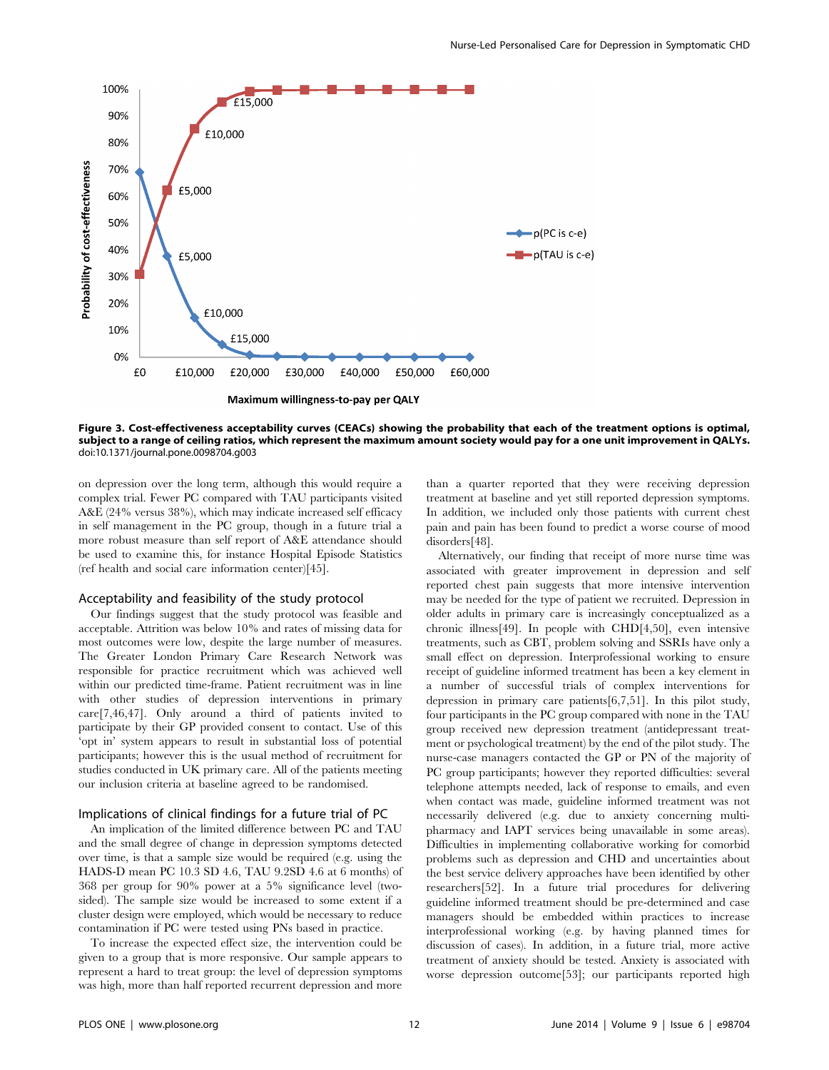Figure 3. Cost-effectiveness acceptability curves (CEACs) showing the probability that each of the treatment options is optimal, subject to a range of ceiling ratios, which represent the maximum amount society would pay for a one unit improvement in QALYs.
doi:10.1371/journal.pone.0098704.g003

on depression over the long term, although this would require a complex trial. Fewer PC compared with TAU participants visited A&E (24% versus 38%), which may indicate increased self efficacy in self management in the PC group, though in a future trial a more robust measure than self report of A&E attendance should be used to examine this, for instance Hospital Episode Statistics (ref health and social care information center)[45].

### Acceptability and feasibility of the study protocol

Our findings suggest that the study protocol was feasible and acceptable. Attrition was below 10% and rates of missing data for most outcomes were low, despite the large number of measures. The Greater London Primary Care Research Network was responsible for practice recruitment which was achieved well within our predicted time-frame. Patient recruitment was in line with other studies of depression interventions in primary care[7,46,47]. Only around a third of patients invited to participate by their GP provided consent to contact. Use of this 'opt in' system appears to result in substantial loss of potential participants; however this is the usual method of recruitment for studies conducted in UK primary care. All of the patients meeting our inclusion criteria at baseline agreed to be randomised.

### Implications of clinical findings for a future trial of PC

An implication of the limited difference between PC and TAU and the small degree of change in depression symptoms detected over time, is that a sample size would be required (e.g. using the HADS-D mean PC 10.3 SD 4.6, TAU 9.2SD 4.6 at 6 months) of 368 per group for 90% power at a 5% significance level (two-sided). The sample size would be increased to some extent if a cluster design were employed, which would be necessary to reduce contamination if PC were tested using PNs based in practice.

To increase the expected effect size, the intervention could be given to a group that is more responsive. Our sample appears to represent a hard to treat group: the level of depression symptoms was high, more than half reported recurrent depression and more than a quarter reported that they were receiving depression treatment at baseline and yet still reported depression symptoms. In addition, we included only those patients with current chest pain and pain has been found to predict a worse course of mood disorders[48].

Alternatively, our finding that receipt of more nurse time was associated with greater improvement in depression and self reported chest pain suggests that more intensive intervention may be needed for the type of patient we recruited. Depression in older adults in primary care is increasingly conceptualized as a chronic illness[49]. In people with CHD[4,50], even intensive treatments, such as CBT, problem solving and SSRIs have only a small effect on depression. Interprofessional working to ensure receipt of guideline informed treatment has been a key element in a number of successful trials of complex interventions for depression in primary care patients[6,7,51]. In this pilot study, four participants in the PC group compared with none in the TAU group received new depression treatment (antidepressant treatment or psychological treatment) by the end of the pilot study. The nurse-case managers contacted the GP or PN of the majority of PC group participants; however they reported difficulties: several telephone attempts needed, lack of response to emails, and even when contact was made, guideline informed treatment was not necessarily delivered (e.g. due to anxiety concerning multi-pharmacy and IAPT services being unavailable in some areas). Difficulties in implementing collaborative working for comorbid problems such as depression and CHD and uncertainties about the best service delivery approaches have been identified by other researchers[52]. In a future trial procedures for delivering guideline informed treatment should be pre-determined and case managers should be embedded within practices to increase interprofessional working (e.g. by having planned times for discussion of cases). In addition, in a future trial, more active treatment of anxiety should be tested. Anxiety is associated with worse depression outcome[53]; our participants reported high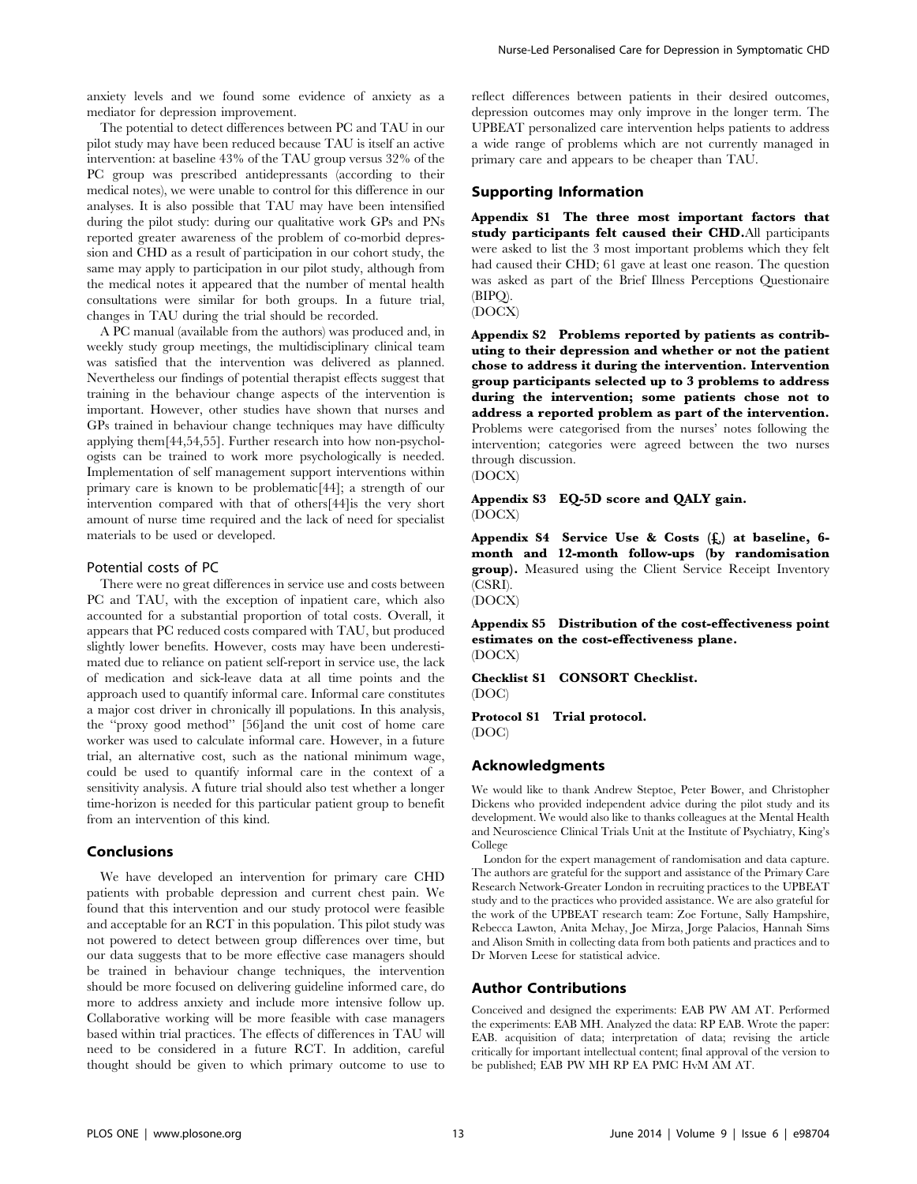anxiety levels and we found some evidence of anxiety as a mediator for depression improvement.

The potential to detect differences between PC and TAU in our pilot study may have been reduced because TAU is itself an active intervention: at baseline 43% of the TAU group versus 32% of the PC group was prescribed antidepressants (according to their medical notes), we were unable to control for this difference in our analyses. It is also possible that TAU may have been intensified during the pilot study: during our qualitative work GPs and PNs reported greater awareness of the problem of co-morbid depression and CHD as a result of participation in our cohort study, the same may apply to participation in our pilot study, although from the medical notes it appeared that the number of mental health consultations were similar for both groups. In a future trial, changes in TAU during the trial should be recorded.

A PC manual (available from the authors) was produced and, in weekly study group meetings, the multidisciplinary clinical team was satisfied that the intervention was delivered as planned. Nevertheless our findings of potential therapist effects suggest that training in the behaviour change aspects of the intervention is important. However, other studies have shown that nurses and GPs trained in behaviour change techniques may have difficulty applying them[44,54,55]. Further research into how non-psychologists can be trained to work more psychologically is needed. Implementation of self management support interventions within primary care is known to be problematic[44]; a strength of our intervention compared with that of others[44]is the very short amount of nurse time required and the lack of need for specialist materials to be used or developed.

### Potential costs of PC

There were no great differences in service use and costs between PC and TAU, with the exception of inpatient care, which also accounted for a substantial proportion of total costs. Overall, it appears that PC reduced costs compared with TAU, but produced slightly lower benefits. However, costs may have been underestimated due to reliance on patient self-report in service use, the lack of medication and sick-leave data at all time points and the approach used to quantify informal care. Informal care constitutes a major cost driver in chronically ill populations. In this analysis, the "proxy good method" [56]and the unit cost of home care worker was used to calculate informal care. However, in a future trial, an alternative cost, such as the national minimum wage, could be used to quantify informal care in the context of a sensitivity analysis. A future trial should also test whether a longer time-horizon is needed for this particular patient group to benefit from an intervention of this kind.

## Conclusions

We have developed an intervention for primary care CHD patients with probable depression and current chest pain. We found that this intervention and our study protocol were feasible and acceptable for an RCT in this population. This pilot study was not powered to detect between group differences over time, but our data suggests that to be more effective case managers should be trained in behaviour change techniques, the intervention should be more focused on delivering guideline informed care, do more to address anxiety and include more intensive follow up. Collaborative working will be more feasible with case managers based within trial practices. The effects of differences in TAU will need to be considered in a future RCT. In addition, careful thought should be given to which primary outcome to use to reflect differences between patients in their desired outcomes, depression outcomes may only improve in the longer term. The UPBEAT personalized care intervention helps patients to address a wide range of problems which are not currently managed in primary care and appears to be cheaper than TAU.

## Supporting Information

**Appendix S1 The three most important factors that study participants felt caused their CHD.** All participants were asked to list the 3 most important problems which they felt had caused their CHD; 61 gave at least one reason. The question was asked as part of the Brief Illness Perceptions Questionaire (BIPQ).
(DOCX)

**Appendix S2 Problems reported by patients as contributing to their depression and whether or not the patient chose to address it during the intervention. Intervention group participants selected up to 3 problems to address during the intervention; some patients chose not to address a reported problem as part of the intervention.** Problems were categorised from the nurses' notes following the intervention; categories were agreed between the two nurses through discussion.
(DOCX)

**Appendix S3 EQ-5D score and QALY gain.**
(DOCX)

**Appendix S4 Service Use & Costs (£) at baseline, 6-month and 12-month follow-ups (by randomisation group).** Measured using the Client Service Receipt Inventory (CSRI).
(DOCX)

**Appendix S5 Distribution of the cost-effectiveness point estimates on the cost-effectiveness plane.**
(DOCX)

**Checklist S1 CONSORT Checklist.**
(DOC)

**Protocol S1 Trial protocol.**
(DOC)

## Acknowledgments

We would like to thank Andrew Steptoe, Peter Bower, and Christopher Dickens who provided independent advice during the pilot study and its development. We would also like to thanks colleagues at the Mental Health and Neuroscience Clinical Trials Unit at the Institute of Psychiatry, King's College

London for the expert management of randomisation and data capture. The authors are grateful for the support and assistance of the Primary Care Research Network-Greater London in recruiting practices to the UPBEAT study and to the practices who provided assistance. We are also grateful for the work of the UPBEAT research team: Zoe Fortune, Sally Hampshire, Rebecca Lawton, Anita Mehay, Joe Mirza, Jorge Palacios, Hannah Sims and Alison Smith in collecting data from both patients and practices and to Dr Morven Leese for statistical advice.

## Author Contributions

Conceived and designed the experiments: EAB PW AM AT. Performed the experiments: EAB MH. Analyzed the data: RP EAB. Wrote the paper: EAB. acquisition of data; interpretation of data; revising the article critically for important intellectual content; final approval of the version to be published; EAB PW MH RP EA PMC HvM AM AT.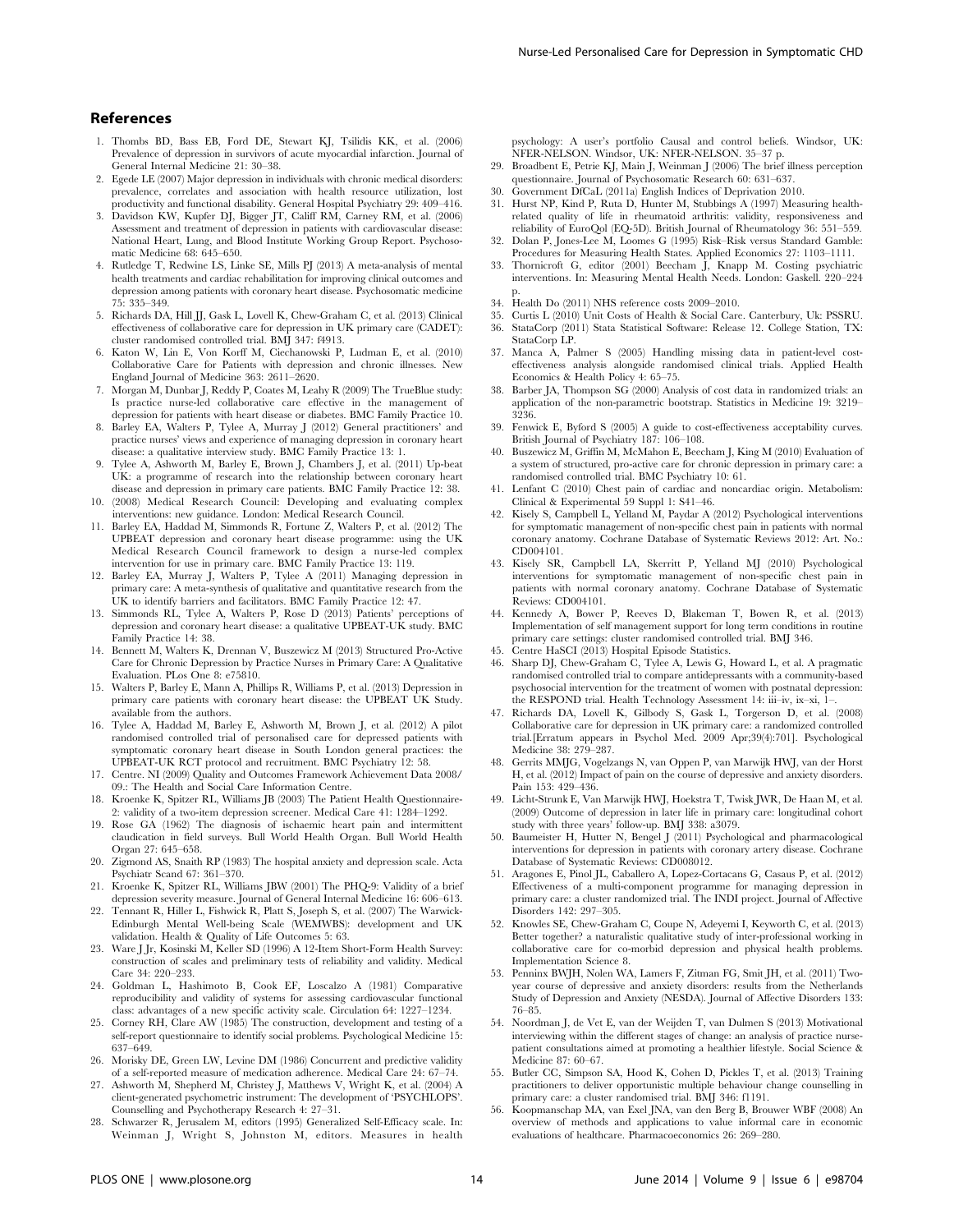## References

1. Thombs BD, Bass EB, Ford DE, Stewart KJ, Tsilidis KK, et al. (2006) Prevalence of depression in survivors of acute myocardial infarction. Journal of General Internal Medicine 21: 30–38.
2. Egede LE (2007) Major depression in individuals with chronic medical disorders: prevalence, correlates and association with health resource utilization, lost productivity and functional disability. General Hospital Psychiatry 29: 409–416.
3. Davidson KW, Kupfer DJ, Bigger JT, Califf RM, Carney RM, et al. (2006) Assessment and treatment of depression in patients with cardiovascular disease: National Heart, Lung, and Blood Institute Working Group Report. Psychosomatic Medicine 68: 645–650.
4. Rutledge T, Redwine LS, Linke SE, Mills PJ (2013) A meta-analysis of mental health treatments and cardiac rehabilitation for improving clinical outcomes and depression among patients with coronary heart disease. Psychosomatic medicine 75: 335–349.
5. Richards DA, Hill JJ, Gask L, Lovell K, Chew-Graham C, et al. (2013) Clinical effectiveness of collaborative care for depression in UK primary care (CADET): cluster randomised controlled trial. BMJ 347: f4913.
6. Katon W, Lin E, Von Korff M, Ciechanowski P, Ludman E, et al. (2010) Collaborative Care for Patients with depression and chronic illnesses. New England Journal of Medicine 363: 2611–2620.
7. Morgan M, Dunbar J, Reddy P, Coates M, Leahy R (2009) The TrueBlue study: Is practice nurse-led collaborative care effective in the management of depression for patients with heart disease or diabetes. BMC Family Practice 10.
8. Barley EA, Walters P, Tylee A, Murray J (2012) General practitioners' and practice nurses' views and experience of managing depression in coronary heart disease: a qualitative interview study. BMC Family Practice 13: 1.
9. Tylee A, Ashworth M, Barley E, Brown J, Chambers J, et al. (2011) Up-beat UK: a programme of research into the relationship between coronary heart disease and depression in primary care patients. BMC Family Practice 12: 38.
10. (2008) Medical Research Council: Developing and evaluating complex interventions: new guidance. London: Medical Research Council.
11. Barley EA, Haddad M, Simmonds R, Fortune Z, Walters P, et al. (2012) The UPBEAT depression and coronary heart disease programme: using the UK Medical Research Council framework to design a nurse-led complex intervention for use in primary care. BMC Family Practice 13: 119.
12. Barley EA, Murray J, Walters P, Tylee A (2011) Managing depression in primary care: A meta-synthesis of qualitative and quantitative research from the UK to identify barriers and facilitators. BMC Family Practice 12: 47.
13. Simmonds RL, Tylee A, Walters P, Rose D (2013) Patients' perceptions of depression and coronary heart disease: a qualitative UPBEAT-UK study. BMC Family Practice 14: 38.
14. Bennett M, Walters K, Drennan V, Buszewicz M (2013) Structured Pro-Active Care for Chronic Depression by Practice Nurses in Primary Care: A Qualitative Evaluation. PLos One 8: e75810.
15. Walters P, Barley E, Mann A, Phillips R, Williams P, et al. (2013) Depression in primary care patients with coronary heart disease: the UPBEAT UK Study. available from the authors.
16. Tylee A, Haddad M, Barley E, Ashworth M, Brown J, et al. (2012) A pilot randomised controlled trial of personalised care for depressed patients with symptomatic coronary heart disease in South London general practices: the UPBEAT-UK RCT protocol and recruitment. BMC Psychiatry 12: 58.
17. Centre. NI (2009) Quality and Outcomes Framework Achievement Data 2008/09.: The Health and Social Care Information Centre.
18. Kroenke K, Spitzer RL, Williams JB (2003) The Patient Health Questionnaire-2: validity of a two-item depression screener. Medical Care 41: 1284–1292.
19. Rose GA (1962) The diagnosis of ischaemic heart pain and intermittent claudication in field surveys. Bull World Health Organ. Bull World Health Organ 27: 645–658.
20. Zigmond AS, Snaith RP (1983) The hospital anxiety and depression scale. Acta Psychiatr Scand 67: 361–370.
21. Kroenke K, Spitzer RL, Williams JBW (2001) The PHQ-9: Validity of a brief depression severity measure. Journal of General Internal Medicine 16: 606–613.
22. Tennant R, Hiller L, Fishwick R, Platt S, Joseph S, et al. (2007) The Warwick-Edinburgh Mental Well-being Scale (WEMWBS): development and UK validation. Health & Quality of Life Outcomes 5: 63.
23. Ware J Jr, Kosinski M, Keller SD (1996) A 12-Item Short-Form Health Survey: construction of scales and preliminary tests of reliability and validity. Medical Care 34: 220–233.
24. Goldman L, Hashimoto B, Cook EF, Loscalzo A (1981) Comparative reproducibility and validity of systems for assessing cardiovascular functional class: advantages of a new specific activity scale. Circulation 64: 1227–1234.
25. Corney RH, Clare AW (1985) The construction, development and testing of a self-report questionnaire to identify social problems. Psychological Medicine 15: 637–649.
26. Morisky DE, Green LW, Levine DM (1986) Concurrent and predictive validity of a self-reported measure of medication adherence. Medical Care 24: 67–74.
27. Ashworth M, Shepherd M, Christey J, Matthews V, Wright K, et al. (2004) A client-generated psychometric instrument: The development of 'PSYCHLOPS'. Counselling and Psychotherapy Research 4: 27–31.
28. Schwarzer R, Jerusalem M, editors (1995) Generalized Self-Efficacy scale. In: Weinman J, Wright S, Johnston M, editors. Measures in health psychology: A user's portfolio Causal and control beliefs. Windsor, UK: NFER-NELSON. Windsor, UK: NFER-NELSON. 35–37 p.
29. Broadbent E, Petrie KJ, Main J, Weinman J (2006) The brief illness perception questionnaire. Journal of Psychosomatic Research 60: 631–637.
30. Government DfCaL (2011a) English Indices of Deprivation 2010.
31. Hurst NP, Kind P, Ruta D, Hunter M, Stubbings A (1997) Measuring health-related quality of life in rheumatoid arthritis: validity, responsiveness and reliability of EuroQol (EQ-5D). British Journal of Rheumatology 36: 551–559.
32. Dolan P, Jones-Lee M, Loomes G (1995) Risk–Risk versus Standard Gamble: Procedures for Measuring Health States. Applied Economics 27: 1103–1111.
33. Thornicroft G, editor (2001) Beecham J, Knapp M. Costing psychiatric interventions. In: Measuring Mental Health Needs. London: Gaskell. 220–224 p.
34. Health Do (2011) NHS reference costs 2009–2010.
35. Curtis L (2010) Unit Costs of Health & Social Care. Canterbury, Uk: PSSRU.
36. StataCorp (2011) Stata Statistical Software: Release 12. College Station, TX: StataCorp LP.
37. Manca A, Palmer S (2005) Handling missing data in patient-level cost-effectiveness analysis alongside randomised clinical trials. Applied Health Economics & Health Policy 4: 65–75.
38. Barber JA, Thompson SG (2000) Analysis of cost data in randomized trials: an application of the non-parametric bootstrap. Statistics in Medicine 19: 3219–3236.
39. Fenwick E, Byford S (2005) A guide to cost-effectiveness acceptability curves. British Journal of Psychiatry 187: 106–108.
40. Buszewicz M, Griffin M, McMahon E, Beecham J, King M (2010) Evaluation of a system of structured, pro-active care for chronic depression in primary care: a randomised controlled trial. BMC Psychiatry 10: 61.
41. Lenfant C (2010) Chest pain of cardiac and noncardiac origin. Metabolism: Clinical & Experimental 59 Suppl 1: S41–46.
42. Kisely S, Campbell L, Yelland M, Paydar A (2012) Psychological interventions for symptomatic management of non-specific chest pain in patients with normal coronary anatomy. Cochrane Database of Systematic Reviews 2012: Art. No.: CD004101.
43. Kisely SR, Campbell LA, Skerritt P, Yelland MJ (2010) Psychological interventions for symptomatic management of non-specific chest pain in patients with normal coronary anatomy. Cochrane Database of Systematic Reviews: CD004101.
44. Kennedy A, Bower P, Reeves D, Blakeman T, Bowen R, et al. (2013) Implementation of self management support for long term conditions in routine primary care settings: cluster randomised controlled trial. BMJ 346.
45. Centre HaSCI (2013) Hospital Episode Statistics.
46. Sharp DJ, Chew-Graham C, Tylee A, Lewis G, Howard L, et al. A pragmatic randomised controlled trial to compare antidepressants with a community-based psychosocial intervention for the treatment of women with postnatal depression: the RESPOND trial. Health Technology Assessment 14: iii–iv, ix–xi, 1–.
47. Richards DA, Lovell K, Gilbody S, Gask L, Torgerson D, et al. (2008) Collaborative care for depression in UK primary care: a randomized controlled trial.[Erratum appears in Psychol Med. 2009 Apr;39(4):701]. Psychological Medicine 38: 279–287.
48. Gerrits MMJG, Vogelzangs N, van Oppen P, van Marwijk HWJ, van der Horst H, et al. (2012) Impact of pain on the course of depressive and anxiety disorders. Pain 153: 429–436.
49. Licht-Strunk E, Van Marwijk HWJ, Hoekstra T, Twisk JWR, De Haan M, et al. (2009) Outcome of depression in later life in primary care: longitudinal cohort study with three years' follow-up. BMJ 338: a3079.
50. Baumeister H, Hutter N, Bengel J (2011) Psychological and pharmacological interventions for depression in patients with coronary artery disease. Cochrane Database of Systematic Reviews: CD008012.
51. Aragones E, Pinol JL, Caballero A, Lopez-Cortacans G, Casaus P, et al. (2012) Effectiveness of a multi-component programme for managing depression in primary care: a cluster randomized trial. The INDI project. Journal of Affective Disorders 142: 297–305.
52. Knowles SE, Chew-Graham C, Coupe N, Adeyemi I, Keyworth C, et al. (2013) Better together? a naturalistic qualitative study of inter-professional working in collaborative care for co-morbid depression and physical health problems. Implementation Science 8.
53. Penninx BWJH, Nolen WA, Lamers F, Zitman FG, Smit JH, et al. (2011) Two-year course of depressive and anxiety disorders: results from the Netherlands Study of Depression and Anxiety (NESDA). Journal of Affective Disorders 133: 76–85.
54. Noordman J, de Vet E, van der Weijden T, van Dulmen S (2013) Motivational interviewing within the different stages of change: an analysis of practice nurse-patient consultations aimed at promoting a healthier lifestyle. Social Science & Medicine 87: 60–67.
55. Butler CC, Simpson SA, Hood K, Cohen D, Pickles T, et al. (2013) Training practitioners to deliver opportunistic multiple behaviour change counselling in primary care: a cluster randomised trial. BMJ 346: f1191.
56. Koopmanschap MA, van Exel JNA, van den Berg B, Brouwer WBF (2008) An overview of methods and applications to value informal care in economic evaluations of healthcare. Pharmacoeconomics 26: 269–280.